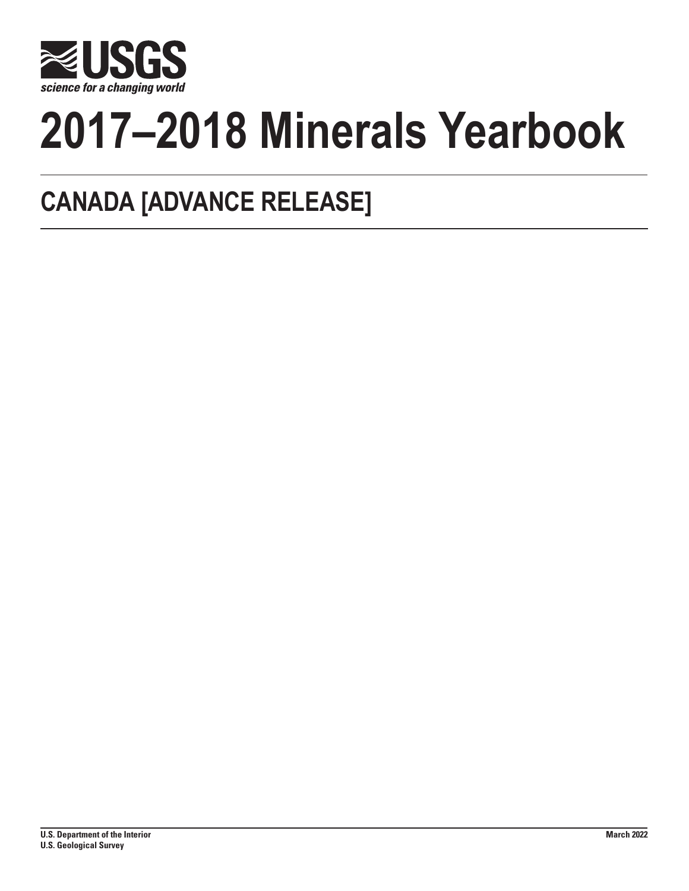USGS

science for a changing world

# 2017–2018 Minerals Yearbook

## CANADA [ADVANCE RELEASE]

U.S. Department of the Interior
U.S. Geological Survey

March 2022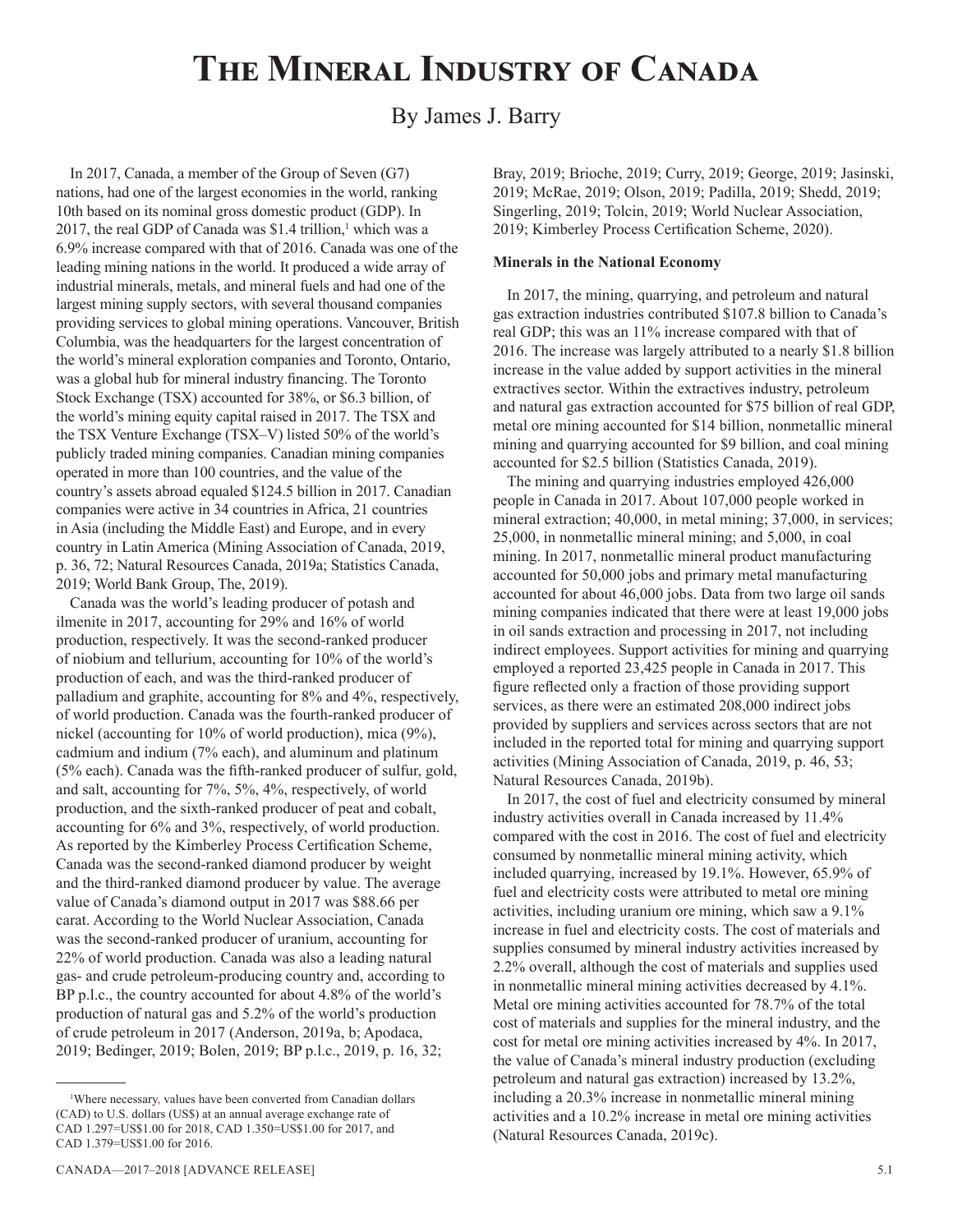# The Mineral Industry of Canada

By James J. Barry

In 2017, Canada, a member of the Group of Seven (G7) nations, had one of the largest economies in the world, ranking 10th based on its nominal gross domestic product (GDP). In 2017, the real GDP of Canada was $1.4 trillion,[1] which was a 6.9% increase compared with that of 2016. Canada was one of the leading mining nations in the world. It produced a wide array of industrial minerals, metals, and mineral fuels and had one of the largest mining supply sectors, with several thousand companies providing services to global mining operations. Vancouver, British Columbia, was the headquarters for the largest concentration of the world's mineral exploration companies and Toronto, Ontario, was a global hub for mineral industry financing. The Toronto Stock Exchange (TSX) accounted for 38%, or $6.3 billion, of the world's mining equity capital raised in 2017. The TSX and the TSX Venture Exchange (TSX–V) listed 50% of the world's publicly traded mining companies. Canadian mining companies operated in more than 100 countries, and the value of the country's assets abroad equaled $124.5 billion in 2017. Canadian companies were active in 34 countries in Africa, 21 countries in Asia (including the Middle East) and Europe, and in every country in Latin America (Mining Association of Canada, 2019, p. 36, 72; Natural Resources Canada, 2019a; Statistics Canada, 2019; World Bank Group, The, 2019).

Canada was the world's leading producer of potash and ilmenite in 2017, accounting for 29% and 16% of world production, respectively. It was the second-ranked producer of niobium and tellurium, accounting for 10% of the world's production of each, and was the third-ranked producer of palladium and graphite, accounting for 8% and 4%, respectively, of world production. Canada was the fourth-ranked producer of nickel (accounting for 10% of world production), mica (9%), cadmium and indium (7% each), and aluminum and platinum (5% each). Canada was the fifth-ranked producer of sulfur, gold, and salt, accounting for 7%, 5%, 4%, respectively, of world production, and the sixth-ranked producer of peat and cobalt, accounting for 6% and 3%, respectively, of world production. As reported by the Kimberley Process Certification Scheme, Canada was the second-ranked diamond producer by weight and the third-ranked diamond producer by value. The average value of Canada's diamond output in 2017 was $88.66 per carat. According to the World Nuclear Association, Canada was the second-ranked producer of uranium, accounting for 22% of world production. Canada was also a leading natural gas- and crude petroleum-producing country and, according to BP p.l.c., the country accounted for about 4.8% of the world's production of natural gas and 5.2% of the world's production of crude petroleum in 2017 (Anderson, 2019a, b; Apodaca, 2019; Bedinger, 2019; Bolen, 2019; BP p.l.c., 2019, p. 16, 32; Bray, 2019; Brioche, 2019; Curry, 2019; George, 2019; Jasinski, 2019; McRae, 2019; Olson, 2019; Padilla, 2019; Shedd, 2019; Singerling, 2019; Tolcin, 2019; World Nuclear Association, 2019; Kimberley Process Certification Scheme, 2020).

## Minerals in the National Economy

In 2017, the mining, quarrying, and petroleum and natural gas extraction industries contributed $107.8 billion to Canada's real GDP; this was an 11% increase compared with that of 2016. The increase was largely attributed to a nearly $1.8 billion increase in the value added by support activities in the mineral extractives sector. Within the extractives industry, petroleum and natural gas extraction accounted for $75 billion of real GDP, metal ore mining accounted for $14 billion, nonmetallic mineral mining and quarrying accounted for $9 billion, and coal mining accounted for $2.5 billion (Statistics Canada, 2019).

The mining and quarrying industries employed 426,000 people in Canada in 2017. About 107,000 people worked in mineral extraction; 40,000, in metal mining; 37,000, in services; 25,000, in nonmetallic mineral mining; and 5,000, in coal mining. In 2017, nonmetallic mineral product manufacturing accounted for 50,000 jobs and primary metal manufacturing accounted for about 46,000 jobs. Data from two large oil sands mining companies indicated that there were at least 19,000 jobs in oil sands extraction and processing in 2017, not including indirect employees. Support activities for mining and quarrying employed a reported 23,425 people in Canada in 2017. This figure reflected only a fraction of those providing support services, as there were an estimated 208,000 indirect jobs provided by suppliers and services across sectors that are not included in the reported total for mining and quarrying support activities (Mining Association of Canada, 2019, p. 46, 53; Natural Resources Canada, 2019b).

In 2017, the cost of fuel and electricity consumed by mineral industry activities overall in Canada increased by 11.4% compared with the cost in 2016. The cost of fuel and electricity consumed by nonmetallic mineral mining activity, which included quarrying, increased by 19.1%. However, 65.9% of fuel and electricity costs were attributed to metal ore mining activities, including uranium ore mining, which saw a 9.1% increase in fuel and electricity costs. The cost of materials and supplies consumed by mineral industry activities increased by 2.2% overall, although the cost of materials and supplies used in nonmetallic mineral mining activities decreased by 4.1%. Metal ore mining activities accounted for 78.7% of the total cost of materials and supplies for the mineral industry, and the cost for metal ore mining activities increased by 4%. In 2017, the value of Canada's mineral industry production (excluding petroleum and natural gas extraction) increased by 13.2%, including a 20.3% increase in nonmetallic mineral mining activities and a 10.2% increase in metal ore mining activities (Natural Resources Canada, 2019c).

[1]Where necessary, values have been converted from Canadian dollars (CAD) to U.S. dollars (US$) at an annual average exchange rate of CAD 1.297=US$1.00 for 2018, CAD 1.350=US$1.00 for 2017, and CAD 1.379=US$1.00 for 2016.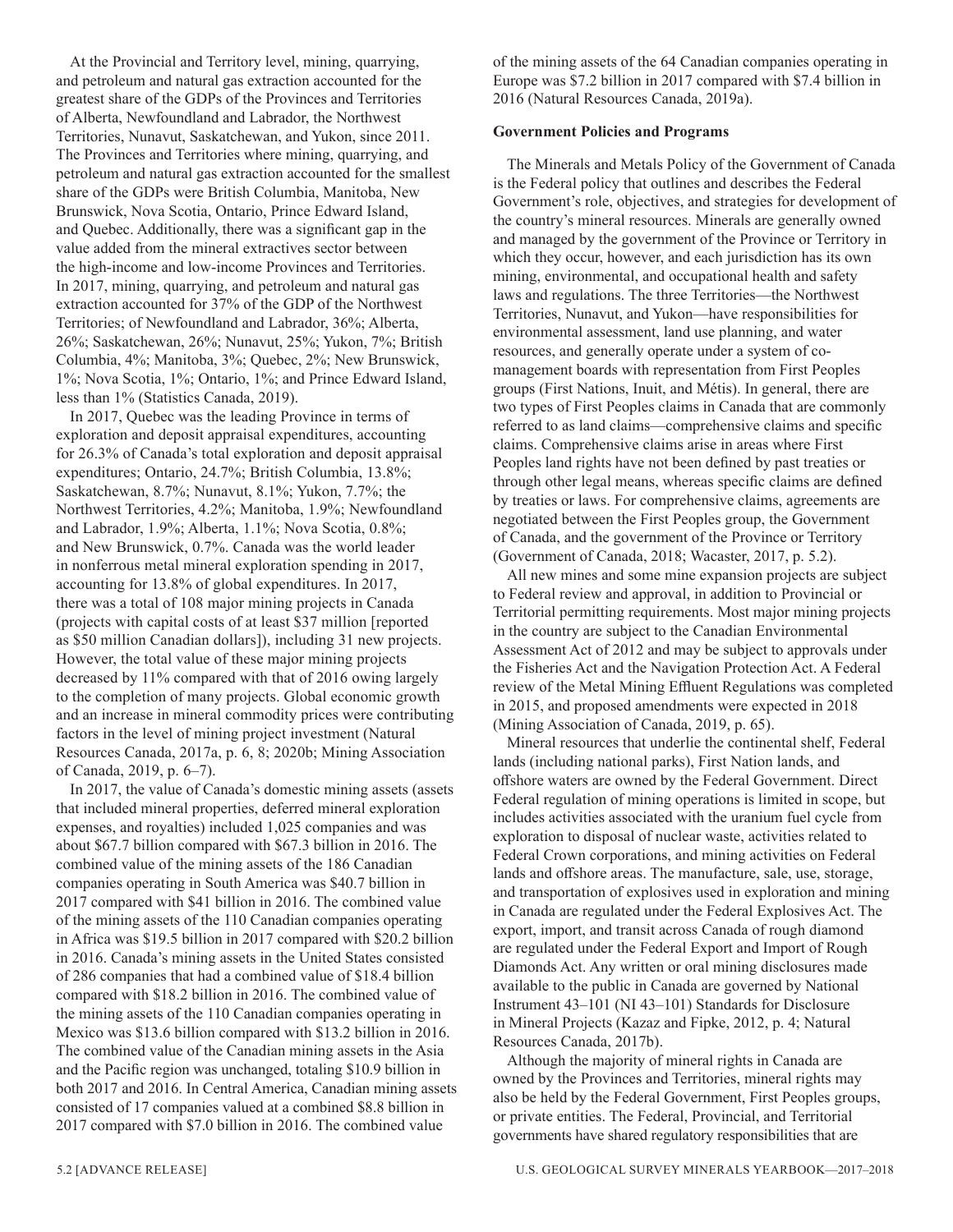At the Provincial and Territory level, mining, quarrying, and petroleum and natural gas extraction accounted for the greatest share of the GDPs of the Provinces and Territories of Alberta, Newfoundland and Labrador, the Northwest Territories, Nunavut, Saskatchewan, and Yukon, since 2011. The Provinces and Territories where mining, quarrying, and petroleum and natural gas extraction accounted for the smallest share of the GDPs were British Columbia, Manitoba, New Brunswick, Nova Scotia, Ontario, Prince Edward Island, and Quebec. Additionally, there was a significant gap in the value added from the mineral extractives sector between the high-income and low-income Provinces and Territories. In 2017, mining, quarrying, and petroleum and natural gas extraction accounted for 37% of the GDP of the Northwest Territories; of Newfoundland and Labrador, 36%; Alberta, 26%; Saskatchewan, 26%; Nunavut, 25%; Yukon, 7%; British Columbia, 4%; Manitoba, 3%; Quebec, 2%; New Brunswick, 1%; Nova Scotia, 1%; Ontario, 1%; and Prince Edward Island, less than 1% (Statistics Canada, 2019).

In 2017, Quebec was the leading Province in terms of exploration and deposit appraisal expenditures, accounting for 26.3% of Canada's total exploration and deposit appraisal expenditures; Ontario, 24.7%; British Columbia, 13.8%; Saskatchewan, 8.7%; Nunavut, 8.1%; Yukon, 7.7%; the Northwest Territories, 4.2%; Manitoba, 1.9%; Newfoundland and Labrador, 1.9%; Alberta, 1.1%; Nova Scotia, 0.8%; and New Brunswick, 0.7%. Canada was the world leader in nonferrous metal mineral exploration spending in 2017, accounting for 13.8% of global expenditures. In 2017, there was a total of 108 major mining projects in Canada (projects with capital costs of at least $37 million [reported as $50 million Canadian dollars]), including 31 new projects. However, the total value of these major mining projects decreased by 11% compared with that of 2016 owing largely to the completion of many projects. Global economic growth and an increase in mineral commodity prices were contributing factors in the level of mining project investment (Natural Resources Canada, 2017a, p. 6, 8; 2020b; Mining Association of Canada, 2019, p. 6–7).

In 2017, the value of Canada's domestic mining assets (assets that included mineral properties, deferred mineral exploration expenses, and royalties) included 1,025 companies and was about $67.7 billion compared with $67.3 billion in 2016. The combined value of the mining assets of the 186 Canadian companies operating in South America was $40.7 billion in 2017 compared with $41 billion in 2016. The combined value of the mining assets of the 110 Canadian companies operating in Africa was $19.5 billion in 2017 compared with $20.2 billion in 2016. Canada's mining assets in the United States consisted of 286 companies that had a combined value of $18.4 billion compared with $18.2 billion in 2016. The combined value of the mining assets of the 110 Canadian companies operating in Mexico was $13.6 billion compared with $13.2 billion in 2016. The combined value of the Canadian mining assets in the Asia and the Pacific region was unchanged, totaling $10.9 billion in both 2017 and 2016. In Central America, Canadian mining assets consisted of 17 companies valued at a combined $8.8 billion in 2017 compared with $7.0 billion in 2016. The combined value of the mining assets of the 64 Canadian companies operating in Europe was $7.2 billion in 2017 compared with $7.4 billion in 2016 (Natural Resources Canada, 2019a).

**Government Policies and Programs**

The Minerals and Metals Policy of the Government of Canada is the Federal policy that outlines and describes the Federal Government's role, objectives, and strategies for development of the country's mineral resources. Minerals are generally owned and managed by the government of the Province or Territory in which they occur, however, and each jurisdiction has its own mining, environmental, and occupational health and safety laws and regulations. The three Territories—the Northwest Territories, Nunavut, and Yukon—have responsibilities for environmental assessment, land use planning, and water resources, and generally operate under a system of co-management boards with representation from First Peoples groups (First Nations, Inuit, and Métis). In general, there are two types of First Peoples claims in Canada that are commonly referred to as land claims—comprehensive claims and specific claims. Comprehensive claims arise in areas where First Peoples land rights have not been defined by past treaties or through other legal means, whereas specific claims are defined by treaties or laws. For comprehensive claims, agreements are negotiated between the First Peoples group, the Government of Canada, and the government of the Province or Territory (Government of Canada, 2018; Wacaster, 2017, p. 5.2).

All new mines and some mine expansion projects are subject to Federal review and approval, in addition to Provincial or Territorial permitting requirements. Most major mining projects in the country are subject to the Canadian Environmental Assessment Act of 2012 and may be subject to approvals under the Fisheries Act and the Navigation Protection Act. A Federal review of the Metal Mining Effluent Regulations was completed in 2015, and proposed amendments were expected in 2018 (Mining Association of Canada, 2019, p. 65).

Mineral resources that underlie the continental shelf, Federal lands (including national parks), First Nation lands, and offshore waters are owned by the Federal Government. Direct Federal regulation of mining operations is limited in scope, but includes activities associated with the uranium fuel cycle from exploration to disposal of nuclear waste, activities related to Federal Crown corporations, and mining activities on Federal lands and offshore areas. The manufacture, sale, use, storage, and transportation of explosives used in exploration and mining in Canada are regulated under the Federal Explosives Act. The export, import, and transit across Canada of rough diamond are regulated under the Federal Export and Import of Rough Diamonds Act. Any written or oral mining disclosures made available to the public in Canada are governed by National Instrument 43–101 (NI 43–101) Standards for Disclosure in Mineral Projects (Kazaz and Fipke, 2012, p. 4; Natural Resources Canada, 2017b).

Although the majority of mineral rights in Canada are owned by the Provinces and Territories, mineral rights may also be held by the Federal Government, First Peoples groups, or private entities. The Federal, Provincial, and Territorial governments have shared regulatory responsibilities that are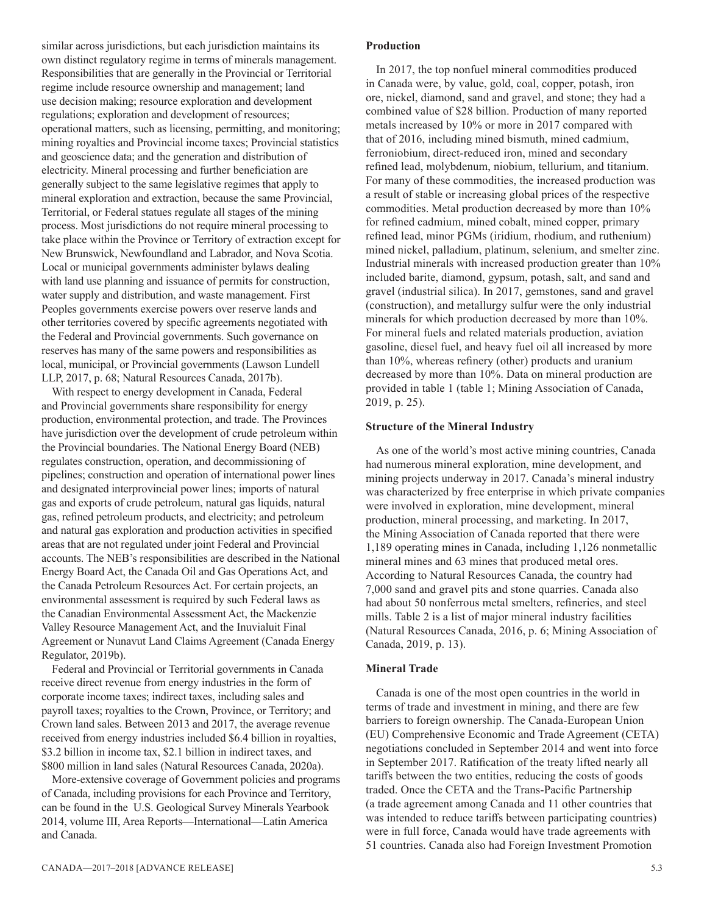similar across jurisdictions, but each jurisdiction maintains its own distinct regulatory regime in terms of minerals management. Responsibilities that are generally in the Provincial or Territorial regime include resource ownership and management; land use decision making; resource exploration and development regulations; exploration and development of resources; operational matters, such as licensing, permitting, and monitoring; mining royalties and Provincial income taxes; Provincial statistics and geoscience data; and the generation and distribution of electricity. Mineral processing and further beneficiation are generally subject to the same legislative regimes that apply to mineral exploration and extraction, because the same Provincial, Territorial, or Federal statues regulate all stages of the mining process. Most jurisdictions do not require mineral processing to take place within the Province or Territory of extraction except for New Brunswick, Newfoundland and Labrador, and Nova Scotia. Local or municipal governments administer bylaws dealing with land use planning and issuance of permits for construction, water supply and distribution, and waste management. First Peoples governments exercise powers over reserve lands and other territories covered by specific agreements negotiated with the Federal and Provincial governments. Such governance on reserves has many of the same powers and responsibilities as local, municipal, or Provincial governments (Lawson Lundell LLP, 2017, p. 68; Natural Resources Canada, 2017b).

With respect to energy development in Canada, Federal and Provincial governments share responsibility for energy production, environmental protection, and trade. The Provinces have jurisdiction over the development of crude petroleum within the Provincial boundaries. The National Energy Board (NEB) regulates construction, operation, and decommissioning of pipelines; construction and operation of international power lines and designated interprovincial power lines; imports of natural gas and exports of crude petroleum, natural gas liquids, natural gas, refined petroleum products, and electricity; and petroleum and natural gas exploration and production activities in specified areas that are not regulated under joint Federal and Provincial accounts. The NEB's responsibilities are described in the National Energy Board Act, the Canada Oil and Gas Operations Act, and the Canada Petroleum Resources Act. For certain projects, an environmental assessment is required by such Federal laws as the Canadian Environmental Assessment Act, the Mackenzie Valley Resource Management Act, and the Inuvialuit Final Agreement or Nunavut Land Claims Agreement (Canada Energy Regulator, 2019b).

Federal and Provincial or Territorial governments in Canada receive direct revenue from energy industries in the form of corporate income taxes; indirect taxes, including sales and payroll taxes; royalties to the Crown, Province, or Territory; and Crown land sales. Between 2013 and 2017, the average revenue received from energy industries included \$6.4 billion in royalties, \$3.2 billion in income tax, \$2.1 billion in indirect taxes, and \$800 million in land sales (Natural Resources Canada, 2020a).

More-extensive coverage of Government policies and programs of Canada, including provisions for each Province and Territory, can be found in the U.S. Geological Survey Minerals Yearbook 2014, volume III, Area Reports—International—Latin America and Canada.

**Production**

In 2017, the top nonfuel mineral commodities produced in Canada were, by value, gold, coal, copper, potash, iron ore, nickel, diamond, sand and gravel, and stone; they had a combined value of \$28 billion. Production of many reported metals increased by 10% or more in 2017 compared with that of 2016, including mined bismuth, mined cadmium, ferroniobium, direct-reduced iron, mined and secondary refined lead, molybdenum, niobium, tellurium, and titanium. For many of these commodities, the increased production was a result of stable or increasing global prices of the respective commodities. Metal production decreased by more than 10% for refined cadmium, mined cobalt, mined copper, primary refined lead, minor PGMs (iridium, rhodium, and ruthenium) mined nickel, palladium, platinum, selenium, and smelter zinc. Industrial minerals with increased production greater than 10% included barite, diamond, gypsum, potash, salt, and sand and gravel (industrial silica). In 2017, gemstones, sand and gravel (construction), and metallurgy sulfur were the only industrial minerals for which production decreased by more than 10%. For mineral fuels and related materials production, aviation gasoline, diesel fuel, and heavy fuel oil all increased by more than 10%, whereas refinery (other) products and uranium decreased by more than 10%. Data on mineral production are provided in table 1 (table 1; Mining Association of Canada, 2019, p. 25).

**Structure of the Mineral Industry**

As one of the world's most active mining countries, Canada had numerous mineral exploration, mine development, and mining projects underway in 2017. Canada's mineral industry was characterized by free enterprise in which private companies were involved in exploration, mine development, mineral production, mineral processing, and marketing. In 2017, the Mining Association of Canada reported that there were 1,189 operating mines in Canada, including 1,126 nonmetallic mineral mines and 63 mines that produced metal ores. According to Natural Resources Canada, the country had 7,000 sand and gravel pits and stone quarries. Canada also had about 50 nonferrous metal smelters, refineries, and steel mills. Table 2 is a list of major mineral industry facilities (Natural Resources Canada, 2016, p. 6; Mining Association of Canada, 2019, p. 13).

**Mineral Trade**

Canada is one of the most open countries in the world in terms of trade and investment in mining, and there are few barriers to foreign ownership. The Canada-European Union (EU) Comprehensive Economic and Trade Agreement (CETA) negotiations concluded in September 2014 and went into force in September 2017. Ratification of the treaty lifted nearly all tariffs between the two entities, reducing the costs of goods traded. Once the CETA and the Trans-Pacific Partnership (a trade agreement among Canada and 11 other countries that was intended to reduce tariffs between participating countries) were in full force, Canada would have trade agreements with 51 countries. Canada also had Foreign Investment Promotion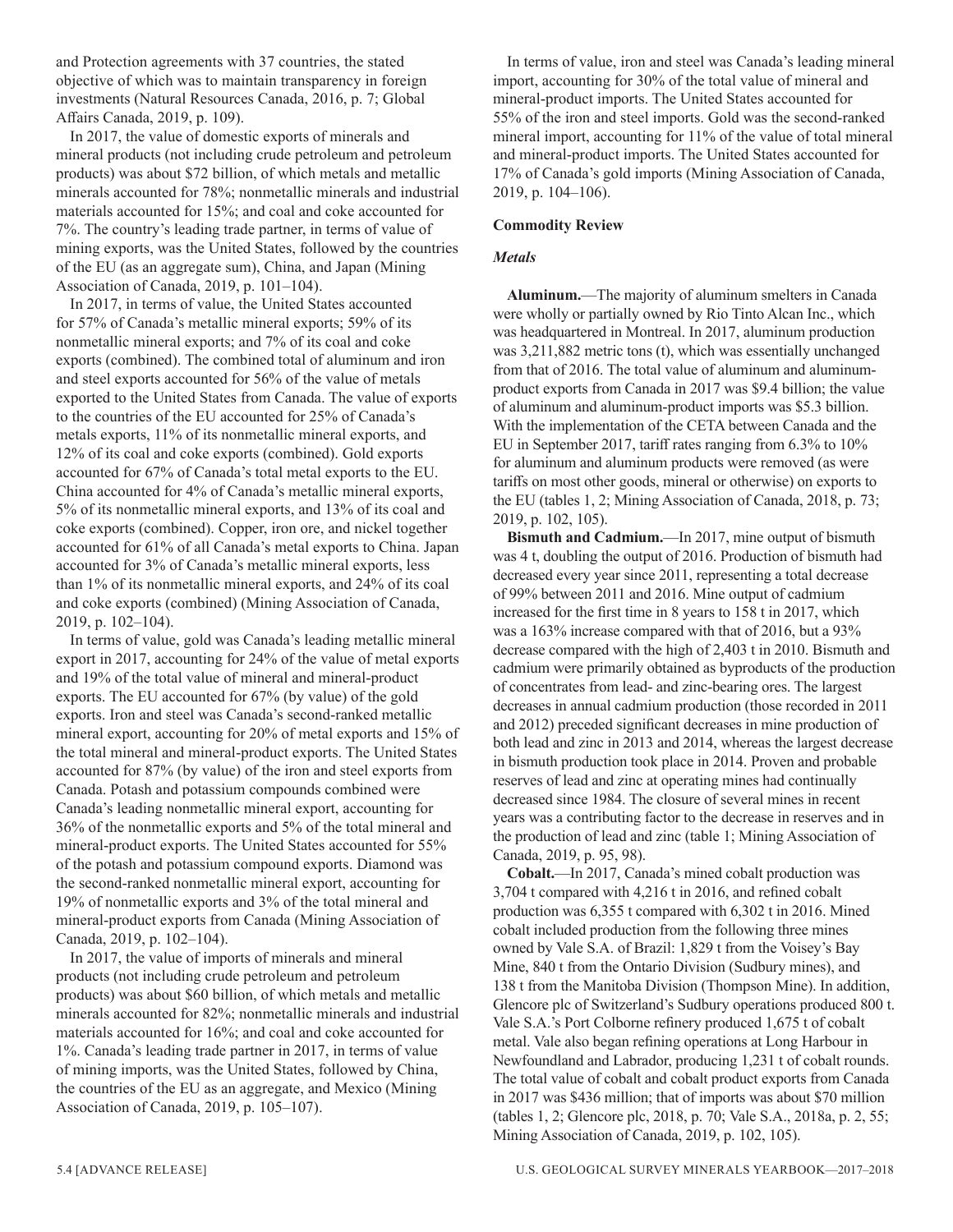and Protection agreements with 37 countries, the stated objective of which was to maintain transparency in foreign investments (Natural Resources Canada, 2016, p. 7; Global Affairs Canada, 2019, p. 109).

In 2017, the value of domestic exports of minerals and mineral products (not including crude petroleum and petroleum products) was about $72 billion, of which metals and metallic minerals accounted for 78%; nonmetallic minerals and industrial materials accounted for 15%; and coal and coke accounted for 7%. The country's leading trade partner, in terms of value of mining exports, was the United States, followed by the countries of the EU (as an aggregate sum), China, and Japan (Mining Association of Canada, 2019, p. 101–104).

In 2017, in terms of value, the United States accounted for 57% of Canada's metallic mineral exports; 59% of its nonmetallic mineral exports; and 7% of its coal and coke exports (combined). The combined total of aluminum and iron and steel exports accounted for 56% of the value of metals exported to the United States from Canada. The value of exports to the countries of the EU accounted for 25% of Canada's metals exports, 11% of its nonmetallic mineral exports, and 12% of its coal and coke exports (combined). Gold exports accounted for 67% of Canada's total metal exports to the EU. China accounted for 4% of Canada's metallic mineral exports, 5% of its nonmetallic mineral exports, and 13% of its coal and coke exports (combined). Copper, iron ore, and nickel together accounted for 61% of all Canada's metal exports to China. Japan accounted for 3% of Canada's metallic mineral exports, less than 1% of its nonmetallic mineral exports, and 24% of its coal and coke exports (combined) (Mining Association of Canada, 2019, p. 102–104).

In terms of value, gold was Canada's leading metallic mineral export in 2017, accounting for 24% of the value of metal exports and 19% of the total value of mineral and mineral-product exports. The EU accounted for 67% (by value) of the gold exports. Iron and steel was Canada's second-ranked metallic mineral export, accounting for 20% of metal exports and 15% of the total mineral and mineral-product exports. The United States accounted for 87% (by value) of the iron and steel exports from Canada. Potash and potassium compounds combined were Canada's leading nonmetallic mineral export, accounting for 36% of the nonmetallic exports and 5% of the total mineral and mineral-product exports. The United States accounted for 55% of the potash and potassium compound exports. Diamond was the second-ranked nonmetallic mineral export, accounting for 19% of nonmetallic exports and 3% of the total mineral and mineral-product exports from Canada (Mining Association of Canada, 2019, p. 102–104).

In 2017, the value of imports of minerals and mineral products (not including crude petroleum and petroleum products) was about $60 billion, of which metals and metallic minerals accounted for 82%; nonmetallic minerals and industrial materials accounted for 16%; and coal and coke accounted for 1%. Canada's leading trade partner in 2017, in terms of value of mining imports, was the United States, followed by China, the countries of the EU as an aggregate, and Mexico (Mining Association of Canada, 2019, p. 105–107).

In terms of value, iron and steel was Canada's leading mineral import, accounting for 30% of the total value of mineral and mineral-product imports. The United States accounted for 55% of the iron and steel imports. Gold was the second-ranked mineral import, accounting for 11% of the value of total mineral and mineral-product imports. The United States accounted for 17% of Canada's gold imports (Mining Association of Canada, 2019, p. 104–106).

### Commodity Review

#### *Metals*

**Aluminum.**—The majority of aluminum smelters in Canada were wholly or partially owned by Rio Tinto Alcan Inc., which was headquartered in Montreal. In 2017, aluminum production was 3,211,882 metric tons (t), which was essentially unchanged from that of 2016. The total value of aluminum and aluminum-product exports from Canada in 2017 was $9.4 billion; the value of aluminum and aluminum-product imports was $5.3 billion. With the implementation of the CETA between Canada and the EU in September 2017, tariff rates ranging from 6.3% to 10% for aluminum and aluminum products were removed (as were tariffs on most other goods, mineral or otherwise) on exports to the EU (tables 1, 2; Mining Association of Canada, 2018, p. 73; 2019, p. 102, 105).

**Bismuth and Cadmium.**—In 2017, mine output of bismuth was 4 t, doubling the output of 2016. Production of bismuth had decreased every year since 2011, representing a total decrease of 99% between 2011 and 2016. Mine output of cadmium increased for the first time in 8 years to 158 t in 2017, which was a 163% increase compared with that of 2016, but a 93% decrease compared with the high of 2,403 t in 2010. Bismuth and cadmium were primarily obtained as byproducts of the production of concentrates from lead- and zinc-bearing ores. The largest decreases in annual cadmium production (those recorded in 2011 and 2012) preceded significant decreases in mine production of both lead and zinc in 2013 and 2014, whereas the largest decrease in bismuth production took place in 2014. Proven and probable reserves of lead and zinc at operating mines had continually decreased since 1984. The closure of several mines in recent years was a contributing factor to the decrease in reserves and in the production of lead and zinc (table 1; Mining Association of Canada, 2019, p. 95, 98).

**Cobalt.**—In 2017, Canada's mined cobalt production was 3,704 t compared with 4,216 t in 2016, and refined cobalt production was 6,355 t compared with 6,302 t in 2016. Mined cobalt included production from the following three mines owned by Vale S.A. of Brazil: 1,829 t from the Voisey's Bay Mine, 840 t from the Ontario Division (Sudbury mines), and 138 t from the Manitoba Division (Thompson Mine). In addition, Glencore plc of Switzerland's Sudbury operations produced 800 t. Vale S.A.'s Port Colborne refinery produced 1,675 t of cobalt metal. Vale also began refining operations at Long Harbour in Newfoundland and Labrador, producing 1,231 t of cobalt rounds. The total value of cobalt and cobalt product exports from Canada in 2017 was $436 million; that of imports was about $70 million (tables 1, 2; Glencore plc, 2018, p. 70; Vale S.A., 2018a, p. 2, 55; Mining Association of Canada, 2019, p. 102, 105).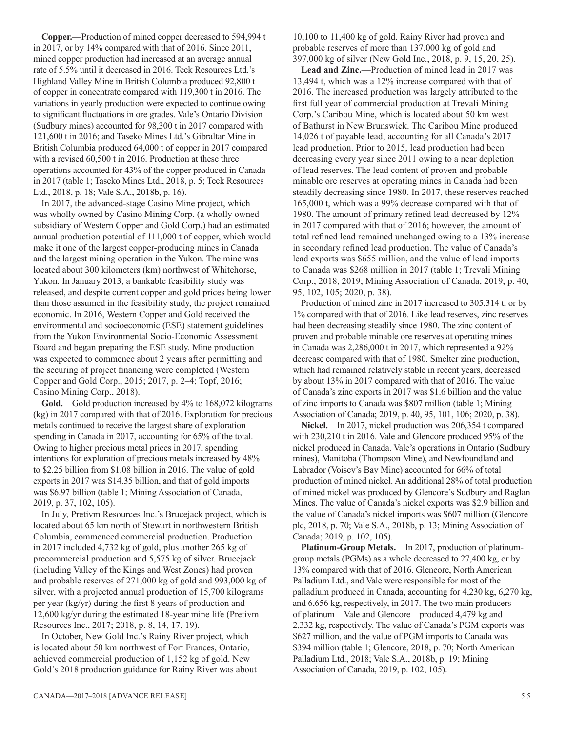**Copper.**—Production of mined copper decreased to 594,994 t in 2017, or by 14% compared with that of 2016. Since 2011, mined copper production had increased at an average annual rate of 5.5% until it decreased in 2016. Teck Resources Ltd.'s Highland Valley Mine in British Columbia produced 92,800 t of copper in concentrate compared with 119,300 t in 2016. The variations in yearly production were expected to continue owing to significant fluctuations in ore grades. Vale's Ontario Division (Sudbury mines) accounted for 98,300 t in 2017 compared with 121,600 t in 2016; and Taseko Mines Ltd.'s Gibraltar Mine in British Columbia produced 64,000 t of copper in 2017 compared with a revised 60,500 t in 2016. Production at these three operations accounted for 43% of the copper produced in Canada in 2017 (table 1; Taseko Mines Ltd., 2018, p. 5; Teck Resources Ltd., 2018, p. 18; Vale S.A., 2018b, p. 16).

In 2017, the advanced-stage Casino Mine project, which was wholly owned by Casino Mining Corp. (a wholly owned subsidiary of Western Copper and Gold Corp.) had an estimated annual production potential of 111,000 t of copper, which would make it one of the largest copper-producing mines in Canada and the largest mining operation in the Yukon. The mine was located about 300 kilometers (km) northwest of Whitehorse, Yukon. In January 2013, a bankable feasibility study was released, and despite current copper and gold prices being lower than those assumed in the feasibility study, the project remained economic. In 2016, Western Copper and Gold received the environmental and socioeconomic (ESE) statement guidelines from the Yukon Environmental Socio-Economic Assessment Board and began preparing the ESE study. Mine production was expected to commence about 2 years after permitting and the securing of project financing were completed (Western Copper and Gold Corp., 2015; 2017, p. 2–4; Topf, 2016; Casino Mining Corp., 2018).

**Gold.**—Gold production increased by 4% to 168,072 kilograms (kg) in 2017 compared with that of 2016. Exploration for precious metals continued to receive the largest share of exploration spending in Canada in 2017, accounting for 65% of the total. Owing to higher precious metal prices in 2017, spending intentions for exploration of precious metals increased by 48% to $2.25 billion from $1.08 billion in 2016. The value of gold exports in 2017 was $14.35 billion, and that of gold imports was $6.97 billion (table 1; Mining Association of Canada, 2019, p. 37, 102, 105).

In July, Pretivm Resources Inc.'s Brucejack project, which is located about 65 km north of Stewart in northwestern British Columbia, commenced commercial production. Production in 2017 included 4,732 kg of gold, plus another 265 kg of precommercial production and 5,575 kg of silver. Brucejack (including Valley of the Kings and West Zones) had proven and probable reserves of 271,000 kg of gold and 993,000 kg of silver, with a projected annual production of 15,700 kilograms per year (kg/yr) during the first 8 years of production and 12,600 kg/yr during the estimated 18-year mine life (Pretivm Resources Inc., 2017; 2018, p. 8, 14, 17, 19).

In October, New Gold Inc.'s Rainy River project, which is located about 50 km northwest of Fort Frances, Ontario, achieved commercial production of 1,152 kg of gold. New Gold's 2018 production guidance for Rainy River was about 10,100 to 11,400 kg of gold. Rainy River had proven and probable reserves of more than 137,000 kg of gold and 397,000 kg of silver (New Gold Inc., 2018, p. 9, 15, 20, 25).

**Lead and Zinc.**—Production of mined lead in 2017 was 13,494 t, which was a 12% increase compared with that of 2016. The increased production was largely attributed to the first full year of commercial production at Trevali Mining Corp.'s Caribou Mine, which is located about 50 km west of Bathurst in New Brunswick. The Caribou Mine produced 14,026 t of payable lead, accounting for all Canada's 2017 lead production. Prior to 2015, lead production had been decreasing every year since 2011 owing to a near depletion of lead reserves. The lead content of proven and probable minable ore reserves at operating mines in Canada had been steadily decreasing since 1980. In 2017, these reserves reached 165,000 t, which was a 99% decrease compared with that of 1980. The amount of primary refined lead decreased by 12% in 2017 compared with that of 2016; however, the amount of total refined lead remained unchanged owing to a 13% increase in secondary refined lead production. The value of Canada's lead exports was $655 million, and the value of lead imports to Canada was $268 million in 2017 (table 1; Trevali Mining Corp., 2018, 2019; Mining Association of Canada, 2019, p. 40, 95, 102, 105; 2020, p. 38).

Production of mined zinc in 2017 increased to 305,314 t, or by 1% compared with that of 2016. Like lead reserves, zinc reserves had been decreasing steadily since 1980. The zinc content of proven and probable minable ore reserves at operating mines in Canada was 2,286,000 t in 2017, which represented a 92% decrease compared with that of 1980. Smelter zinc production, which had remained relatively stable in recent years, decreased by about 13% in 2017 compared with that of 2016. The value of Canada's zinc exports in 2017 was $1.6 billion and the value of zinc imports to Canada was $807 million (table 1; Mining Association of Canada; 2019, p. 40, 95, 101, 106; 2020, p. 38).

**Nickel.**—In 2017, nickel production was 206,354 t compared with 230,210 t in 2016. Vale and Glencore produced 95% of the nickel produced in Canada. Vale's operations in Ontario (Sudbury mines), Manitoba (Thompson Mine), and Newfoundland and Labrador (Voisey's Bay Mine) accounted for 66% of total production of mined nickel. An additional 28% of total production of mined nickel was produced by Glencore's Sudbury and Raglan Mines. The value of Canada's nickel exports was $2.9 billion and the value of Canada's nickel imports was $607 million (Glencore plc, 2018, p. 70; Vale S.A., 2018b, p. 13; Mining Association of Canada; 2019, p. 102, 105).

**Platinum-Group Metals.**—In 2017, production of platinum-group metals (PGMs) as a whole decreased to 27,400 kg, or by 13% compared with that of 2016. Glencore, North American Palladium Ltd., and Vale were responsible for most of the palladium produced in Canada, accounting for 4,230 kg, 6,270 kg, and 6,656 kg, respectively, in 2017. The two main producers of platinum—Vale and Glencore—produced 4,479 kg and 2,332 kg, respectively. The value of Canada's PGM exports was $627 million, and the value of PGM imports to Canada was $394 million (table 1; Glencore, 2018, p. 70; North American Palladium Ltd., 2018; Vale S.A., 2018b, p. 19; Mining Association of Canada, 2019, p. 102, 105).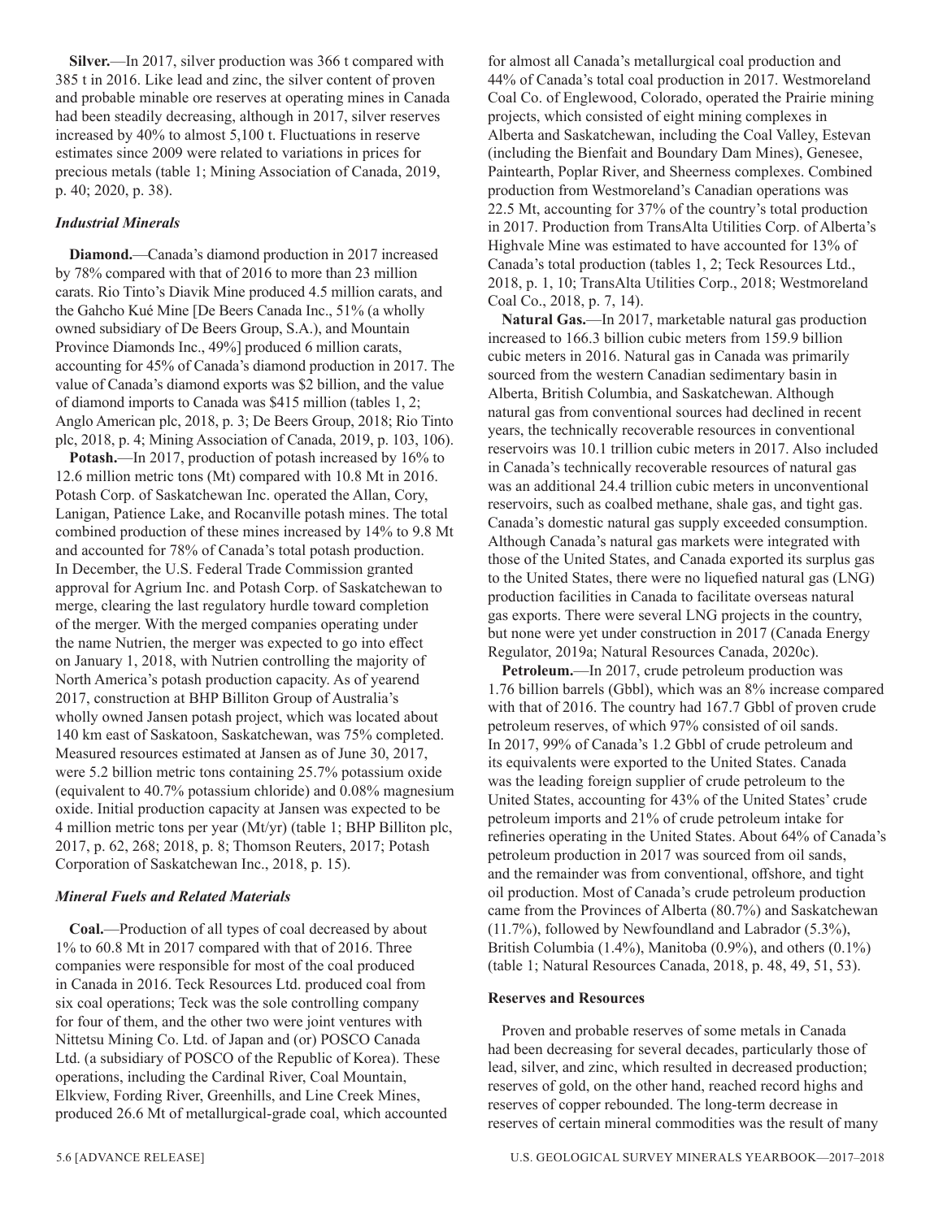**Silver.**—In 2017, silver production was 366 t compared with 385 t in 2016. Like lead and zinc, the silver content of proven and probable minable ore reserves at operating mines in Canada had been steadily decreasing, although in 2017, silver reserves increased by 40% to almost 5,100 t. Fluctuations in reserve estimates since 2009 were related to variations in prices for precious metals (table 1; Mining Association of Canada, 2019, p. 40; 2020, p. 38).

### *Industrial Minerals*

**Diamond.**—Canada's diamond production in 2017 increased by 78% compared with that of 2016 to more than 23 million carats. Rio Tinto's Diavik Mine produced 4.5 million carats, and the Gahcho Kué Mine [De Beers Canada Inc., 51% (a wholly owned subsidiary of De Beers Group, S.A.), and Mountain Province Diamonds Inc., 49%] produced 6 million carats, accounting for 45% of Canada's diamond production in 2017. The value of Canada's diamond exports was $2 billion, and the value of diamond imports to Canada was $415 million (tables 1, 2; Anglo American plc, 2018, p. 3; De Beers Group, 2018; Rio Tinto plc, 2018, p. 4; Mining Association of Canada, 2019, p. 103, 106).

**Potash.**—In 2017, production of potash increased by 16% to 12.6 million metric tons (Mt) compared with 10.8 Mt in 2016. Potash Corp. of Saskatchewan Inc. operated the Allan, Cory, Lanigan, Patience Lake, and Rocanville potash mines. The total combined production of these mines increased by 14% to 9.8 Mt and accounted for 78% of Canada's total potash production. In December, the U.S. Federal Trade Commission granted approval for Agrium Inc. and Potash Corp. of Saskatchewan to merge, clearing the last regulatory hurdle toward completion of the merger. With the merged companies operating under the name Nutrien, the merger was expected to go into effect on January 1, 2018, with Nutrien controlling the majority of North America's potash production capacity. As of yearend 2017, construction at BHP Billiton Group of Australia's wholly owned Jansen potash project, which was located about 140 km east of Saskatoon, Saskatchewan, was 75% completed. Measured resources estimated at Jansen as of June 30, 2017, were 5.2 billion metric tons containing 25.7% potassium oxide (equivalent to 40.7% potassium chloride) and 0.08% magnesium oxide. Initial production capacity at Jansen was expected to be 4 million metric tons per year (Mt/yr) (table 1; BHP Billiton plc, 2017, p. 62, 268; 2018, p. 8; Thomson Reuters, 2017; Potash Corporation of Saskatchewan Inc., 2018, p. 15).

### *Mineral Fuels and Related Materials*

**Coal.**—Production of all types of coal decreased by about 1% to 60.8 Mt in 2017 compared with that of 2016. Three companies were responsible for most of the coal produced in Canada in 2016. Teck Resources Ltd. produced coal from six coal operations; Teck was the sole controlling company for four of them, and the other two were joint ventures with Nittetsu Mining Co. Ltd. of Japan and (or) POSCO Canada Ltd. (a subsidiary of POSCO of the Republic of Korea). These operations, including the Cardinal River, Coal Mountain, Elkview, Fording River, Greenhills, and Line Creek Mines, produced 26.6 Mt of metallurgical-grade coal, which accounted for almost all Canada's metallurgical coal production and 44% of Canada's total coal production in 2017. Westmoreland Coal Co. of Englewood, Colorado, operated the Prairie mining projects, which consisted of eight mining complexes in Alberta and Saskatchewan, including the Coal Valley, Estevan (including the Bienfait and Boundary Dam Mines), Genesee, Paintearth, Poplar River, and Sheerness complexes. Combined production from Westmoreland's Canadian operations was 22.5 Mt, accounting for 37% of the country's total production in 2017. Production from TransAlta Utilities Corp. of Alberta's Highvale Mine was estimated to have accounted for 13% of Canada's total production (tables 1, 2; Teck Resources Ltd., 2018, p. 1, 10; TransAlta Utilities Corp., 2018; Westmoreland Coal Co., 2018, p. 7, 14).

**Natural Gas.**—In 2017, marketable natural gas production increased to 166.3 billion cubic meters from 159.9 billion cubic meters in 2016. Natural gas in Canada was primarily sourced from the western Canadian sedimentary basin in Alberta, British Columbia, and Saskatchewan. Although natural gas from conventional sources had declined in recent years, the technically recoverable resources in conventional reservoirs was 10.1 trillion cubic meters in 2017. Also included in Canada's technically recoverable resources of natural gas was an additional 24.4 trillion cubic meters in unconventional reservoirs, such as coalbed methane, shale gas, and tight gas. Canada's domestic natural gas supply exceeded consumption. Although Canada's natural gas markets were integrated with those of the United States, and Canada exported its surplus gas to the United States, there were no liquefied natural gas (LNG) production facilities in Canada to facilitate overseas natural gas exports. There were several LNG projects in the country, but none were yet under construction in 2017 (Canada Energy Regulator, 2019a; Natural Resources Canada, 2020c).

**Petroleum.**—In 2017, crude petroleum production was 1.76 billion barrels (Gbbl), which was an 8% increase compared with that of 2016. The country had 167.7 Gbbl of proven crude petroleum reserves, of which 97% consisted of oil sands. In 2017, 99% of Canada's 1.2 Gbbl of crude petroleum and its equivalents were exported to the United States. Canada was the leading foreign supplier of crude petroleum to the United States, accounting for 43% of the United States' crude petroleum imports and 21% of crude petroleum intake for refineries operating in the United States. About 64% of Canada's petroleum production in 2017 was sourced from oil sands, and the remainder was from conventional, offshore, and tight oil production. Most of Canada's crude petroleum production came from the Provinces of Alberta (80.7%) and Saskatchewan (11.7%), followed by Newfoundland and Labrador (5.3%), British Columbia (1.4%), Manitoba (0.9%), and others (0.1%) (table 1; Natural Resources Canada, 2018, p. 48, 49, 51, 53).

## Reserves and Resources

Proven and probable reserves of some metals in Canada had been decreasing for several decades, particularly those of lead, silver, and zinc, which resulted in decreased production; reserves of gold, on the other hand, reached record highs and reserves of copper rebounded. The long-term decrease in reserves of certain mineral commodities was the result of many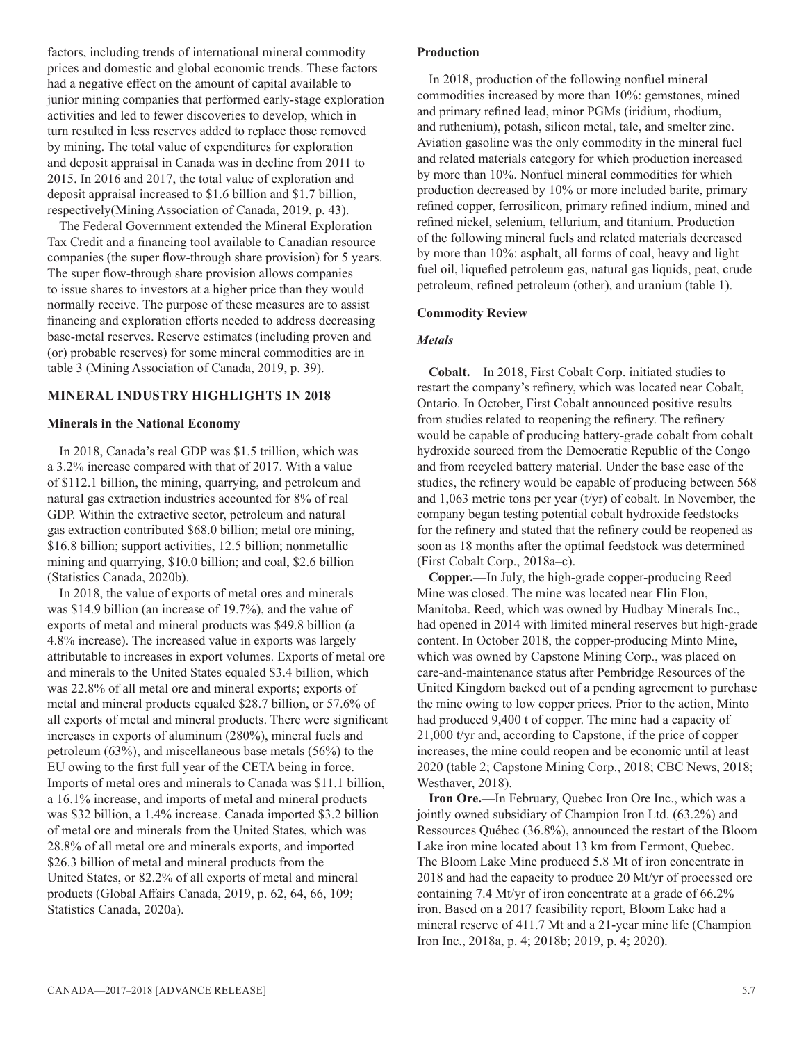factors, including trends of international mineral commodity prices and domestic and global economic trends. These factors had a negative effect on the amount of capital available to junior mining companies that performed early-stage exploration activities and led to fewer discoveries to develop, which in turn resulted in less reserves added to replace those removed by mining. The total value of expenditures for exploration and deposit appraisal in Canada was in decline from 2011 to 2015. In 2016 and 2017, the total value of exploration and deposit appraisal increased to $1.6 billion and $1.7 billion, respectively(Mining Association of Canada, 2019, p. 43).

The Federal Government extended the Mineral Exploration Tax Credit and a financing tool available to Canadian resource companies (the super flow-through share provision) for 5 years. The super flow-through share provision allows companies to issue shares to investors at a higher price than they would normally receive. The purpose of these measures are to assist financing and exploration efforts needed to address decreasing base-metal reserves. Reserve estimates (including proven and (or) probable reserves) for some mineral commodities are in table 3 (Mining Association of Canada, 2019, p. 39).

## MINERAL INDUSTRY HIGHLIGHTS IN 2018

### Minerals in the National Economy

In 2018, Canada's real GDP was $1.5 trillion, which was a 3.2% increase compared with that of 2017. With a value of $112.1 billion, the mining, quarrying, and petroleum and natural gas extraction industries accounted for 8% of real GDP. Within the extractive sector, petroleum and natural gas extraction contributed $68.0 billion; metal ore mining, $16.8 billion; support activities, 12.5 billion; nonmetallic mining and quarrying, $10.0 billion; and coal, $2.6 billion (Statistics Canada, 2020b).

In 2018, the value of exports of metal ores and minerals was $14.9 billion (an increase of 19.7%), and the value of exports of metal and mineral products was $49.8 billion (a 4.8% increase). The increased value in exports was largely attributable to increases in export volumes. Exports of metal ore and minerals to the United States equaled $3.4 billion, which was 22.8% of all metal ore and mineral exports; exports of metal and mineral products equaled $28.7 billion, or 57.6% of all exports of metal and mineral products. There were significant increases in exports of aluminum (280%), mineral fuels and petroleum (63%), and miscellaneous base metals (56%) to the EU owing to the first full year of the CETA being in force. Imports of metal ores and minerals to Canada was $11.1 billion, a 16.1% increase, and imports of metal and mineral products was $32 billion, a 1.4% increase. Canada imported $3.2 billion of metal ore and minerals from the United States, which was 28.8% of all metal ore and minerals exports, and imported $26.3 billion of metal and mineral products from the United States, or 82.2% of all exports of metal and mineral products (Global Affairs Canada, 2019, p. 62, 64, 66, 109; Statistics Canada, 2020a).

### Production

In 2018, production of the following nonfuel mineral commodities increased by more than 10%: gemstones, mined and primary refined lead, minor PGMs (iridium, rhodium, and ruthenium), potash, silicon metal, talc, and smelter zinc. Aviation gasoline was the only commodity in the mineral fuel and related materials category for which production increased by more than 10%. Nonfuel mineral commodities for which production decreased by 10% or more included barite, primary refined copper, ferrosilicon, primary refined indium, mined and refined nickel, selenium, tellurium, and titanium. Production of the following mineral fuels and related materials decreased by more than 10%: asphalt, all forms of coal, heavy and light fuel oil, liquefied petroleum gas, natural gas liquids, peat, crude petroleum, refined petroleum (other), and uranium (table 1).

### Commodity Review

#### *Metals*

**Cobalt.**—In 2018, First Cobalt Corp. initiated studies to restart the company's refinery, which was located near Cobalt, Ontario. In October, First Cobalt announced positive results from studies related to reopening the refinery. The refinery would be capable of producing battery-grade cobalt from cobalt hydroxide sourced from the Democratic Republic of the Congo and from recycled battery material. Under the base case of the studies, the refinery would be capable of producing between 568 and 1,063 metric tons per year (t/yr) of cobalt. In November, the company began testing potential cobalt hydroxide feedstocks for the refinery and stated that the refinery could be reopened as soon as 18 months after the optimal feedstock was determined (First Cobalt Corp., 2018a–c).

**Copper.**—In July, the high-grade copper-producing Reed Mine was closed. The mine was located near Flin Flon, Manitoba. Reed, which was owned by Hudbay Minerals Inc., had opened in 2014 with limited mineral reserves but high-grade content. In October 2018, the copper-producing Minto Mine, which was owned by Capstone Mining Corp., was placed on care-and-maintenance status after Pembridge Resources of the United Kingdom backed out of a pending agreement to purchase the mine owing to low copper prices. Prior to the action, Minto had produced 9,400 t of copper. The mine had a capacity of 21,000 t/yr and, according to Capstone, if the price of copper increases, the mine could reopen and be economic until at least 2020 (table 2; Capstone Mining Corp., 2018; CBC News, 2018; Westhaver, 2018).

**Iron Ore.**—In February, Quebec Iron Ore Inc., which was a jointly owned subsidiary of Champion Iron Ltd. (63.2%) and Ressources Québec (36.8%), announced the restart of the Bloom Lake iron mine located about 13 km from Fermont, Quebec. The Bloom Lake Mine produced 5.8 Mt of iron concentrate in 2018 and had the capacity to produce 20 Mt/yr of processed ore containing 7.4 Mt/yr of iron concentrate at a grade of 66.2% iron. Based on a 2017 feasibility report, Bloom Lake had a mineral reserve of 411.7 Mt and a 21-year mine life (Champion Iron Inc., 2018a, p. 4; 2018b; 2019, p. 4; 2020).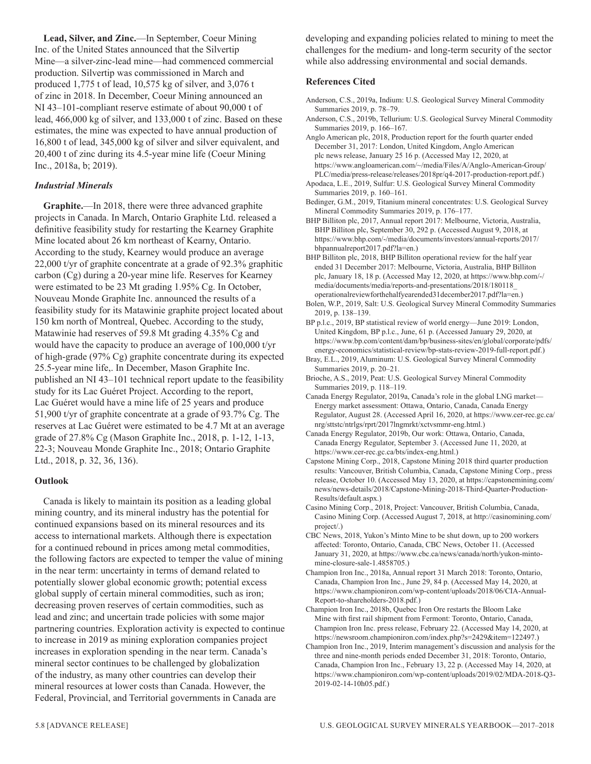**Lead, Silver, and Zinc.**—In September, Coeur Mining Inc. of the United States announced that the Silvertip Mine—a silver-zinc-lead mine—had commenced commercial production. Silvertip was commissioned in March and produced 1,775 t of lead, 10,575 kg of silver, and 3,076 t of zinc in 2018. In December, Coeur Mining announced an NI 43–101-compliant reserve estimate of about 90,000 t of lead, 466,000 kg of silver, and 133,000 t of zinc. Based on these estimates, the mine was expected to have annual production of 16,800 t of lead, 345,000 kg of silver and silver equivalent, and 20,400 t of zinc during its 4.5-year mine life (Coeur Mining Inc., 2018a, b; 2019).

### *Industrial Minerals*

**Graphite.**—In 2018, there were three advanced graphite projects in Canada. In March, Ontario Graphite Ltd. released a definitive feasibility study for restarting the Kearney Graphite Mine located about 26 km northeast of Kearny, Ontario. According to the study, Kearney would produce an average 22,000 t/yr of graphite concentrate at a grade of 92.3% graphitic carbon (Cg) during a 20-year mine life. Reserves for Kearney were estimated to be 23 Mt grading 1.95% Cg. In October, Nouveau Monde Graphite Inc. announced the results of a feasibility study for its Matawinie graphite project located about 150 km north of Montreal, Quebec. According to the study, Matawinie had reserves of 59.8 Mt grading 4.35% Cg and would have the capacity to produce an average of 100,000 t/yr of high-grade (97% Cg) graphite concentrate during its expected 25.5-year mine life,. In December, Mason Graphite Inc. published an NI 43–101 technical report update to the feasibility study for its Lac Guéret Project. According to the report, Lac Guéret would have a mine life of 25 years and produce 51,900 t/yr of graphite concentrate at a grade of 93.7% Cg. The reserves at Lac Guéret were estimated to be 4.7 Mt at an average grade of 27.8% Cg (Mason Graphite Inc., 2018, p. 1-12, 1-13, 22-3; Nouveau Monde Graphite Inc., 2018; Ontario Graphite Ltd., 2018, p. 32, 36, 136).

## Outlook

Canada is likely to maintain its position as a leading global mining country, and its mineral industry has the potential for continued expansions based on its mineral resources and its access to international markets. Although there is expectation for a continued rebound in prices among metal commodities, the following factors are expected to temper the value of mining in the near term: uncertainty in terms of demand related to potentially slower global economic growth; potential excess global supply of certain mineral commodities, such as iron; decreasing proven reserves of certain commodities, such as lead and zinc; and uncertain trade policies with some major partnering countries. Exploration activity is expected to continue to increase in 2019 as mining exploration companies project increases in exploration spending in the near term. Canada's mineral sector continues to be challenged by globalization of the industry, as many other countries can develop their mineral resources at lower costs than Canada. However, the Federal, Provincial, and Territorial governments in Canada are developing and expanding policies related to mining to meet the challenges for the medium- and long-term security of the sector while also addressing environmental and social demands.

## References Cited

Anderson, C.S., 2019a, Indium: U.S. Geological Survey Mineral Commodity Summaries 2019, p. 78–79.

Anderson, C.S., 2019b, Tellurium: U.S. Geological Survey Mineral Commodity Summaries 2019, p. 166–167.

Anglo American plc, 2018, Production report for the fourth quarter ended December 31, 2017: London, United Kingdom, Anglo American plc news release, January 25 16 p. (Accessed May 12, 2020, at https://www.angloamerican.com/~/media/Files/A/Anglo-American-Group/PLC/media/press-release/releases/2018pr/q4-2017-production-report.pdf.)

Apodaca, L.E., 2019, Sulfur: U.S. Geological Survey Mineral Commodity Summaries 2019, p. 160–161.

Bedinger, G.M., 2019, Titanium mineral concentrates: U.S. Geological Survey Mineral Commodity Summaries 2019, p. 176–177.

BHP Billiton plc, 2017, Annual report 2017: Melbourne, Victoria, Australia, BHP Billiton plc, September 30, 292 p. (Accessed August 9, 2018, at https://www.bhp.com/-/media/documents/investors/annual-reports/2017/bhpannualreport2017.pdf?la=en.)

BHP Billiton plc, 2018, BHP Billiton operational review for the half year ended 31 December 2017: Melbourne, Victoria, Australia, BHP Billiton plc, January 18, 18 p. (Accessed May 12, 2020, at https://www.bhp.com/-/media/documents/media/reports-and-presentations/2018/180118_operationalreviewforthehalfyearended31december2017.pdf?la=en.)

Bolen, W.P., 2019, Salt: U.S. Geological Survey Mineral Commodity Summaries 2019, p. 138–139.

BP p.l.c., 2019, BP statistical review of world energy—June 2019: London, United Kingdom, BP p.l.c., June, 61 p. (Accessed January 29, 2020, at https://www.bp.com/content/dam/bp/business-sites/en/global/corporate/pdfs/energy-economics/statistical-review/bp-stats-review-2019-full-report.pdf.)

Bray, E.L., 2019, Aluminum: U.S. Geological Survey Mineral Commodity Summaries 2019, p. 20–21.

Brioche, A.S., 2019, Peat: U.S. Geological Survey Mineral Commodity Summaries 2019, p. 118–119.

Canada Energy Regulator, 2019a, Canada's role in the global LNG market—Energy market assessment: Ottawa, Ontario, Canada, Canada Energy Regulator, August 28. (Accessed April 16, 2020, at https://www.cer-rec.gc.ca/nrg/sttstc/ntrlgs/rprt/2017lngmrkt/xctvsmmr-eng.html.)

Canada Energy Regulator, 2019b, Our work: Ottawa, Ontario, Canada, Canada Energy Regulator, September 3. (Accessed June 11, 2020, at https://www.cer-rec.gc.ca/bts/index-eng.html.)

Capstone Mining Corp., 2018, Capstone Mining 2018 third quarter production results: Vancouver, British Columbia, Canada, Capstone Mining Corp., press release, October 10. (Accessed May 13, 2020, at https://capstonemining.com/news/news-details/2018/Capstone-Mining-2018-Third-Quarter-Production-Results/default.aspx.)

Casino Mining Corp., 2018, Project: Vancouver, British Columbia, Canada, Casino Mining Corp. (Accessed August 7, 2018, at http://casinomining.com/project/.)

CBC News, 2018, Yukon's Minto Mine to be shut down, up to 200 workers affected: Toronto, Ontario, Canada, CBC News, October 11. (Accessed January 31, 2020, at https://www.cbc.ca/news/canada/north/yukon-minto-mine-closure-sale-1.4858705.)

Champion Iron Inc., 2018a, Annual report 31 March 2018: Toronto, Ontario, Canada, Champion Iron Inc., June 29, 84 p. (Accessed May 14, 2020, at https://www.championiron.com/wp-content/uploads/2018/06/CIA-Annual-Report-to-shareholders-2018.pdf.)

Champion Iron Inc., 2018b, Quebec Iron Ore restarts the Bloom Lake Mine with first rail shipment from Fermont: Toronto, Ontario, Canada, Champion Iron Inc. press release, February 22. (Accessed May 14, 2020, at https://newsroom.championiron.com/index.php?s=2429&item=122497.)

Champion Iron Inc., 2019, Interim management's discussion and analysis for the three and nine-month periods ended December 31, 2018: Toronto, Ontario, Canada, Champion Iron Inc., February 13, 22 p. (Accessed May 14, 2020, at https://www.championiron.com/wp-content/uploads/2019/02/MDA-2018-Q3-2019-02-14-10h05.pdf.)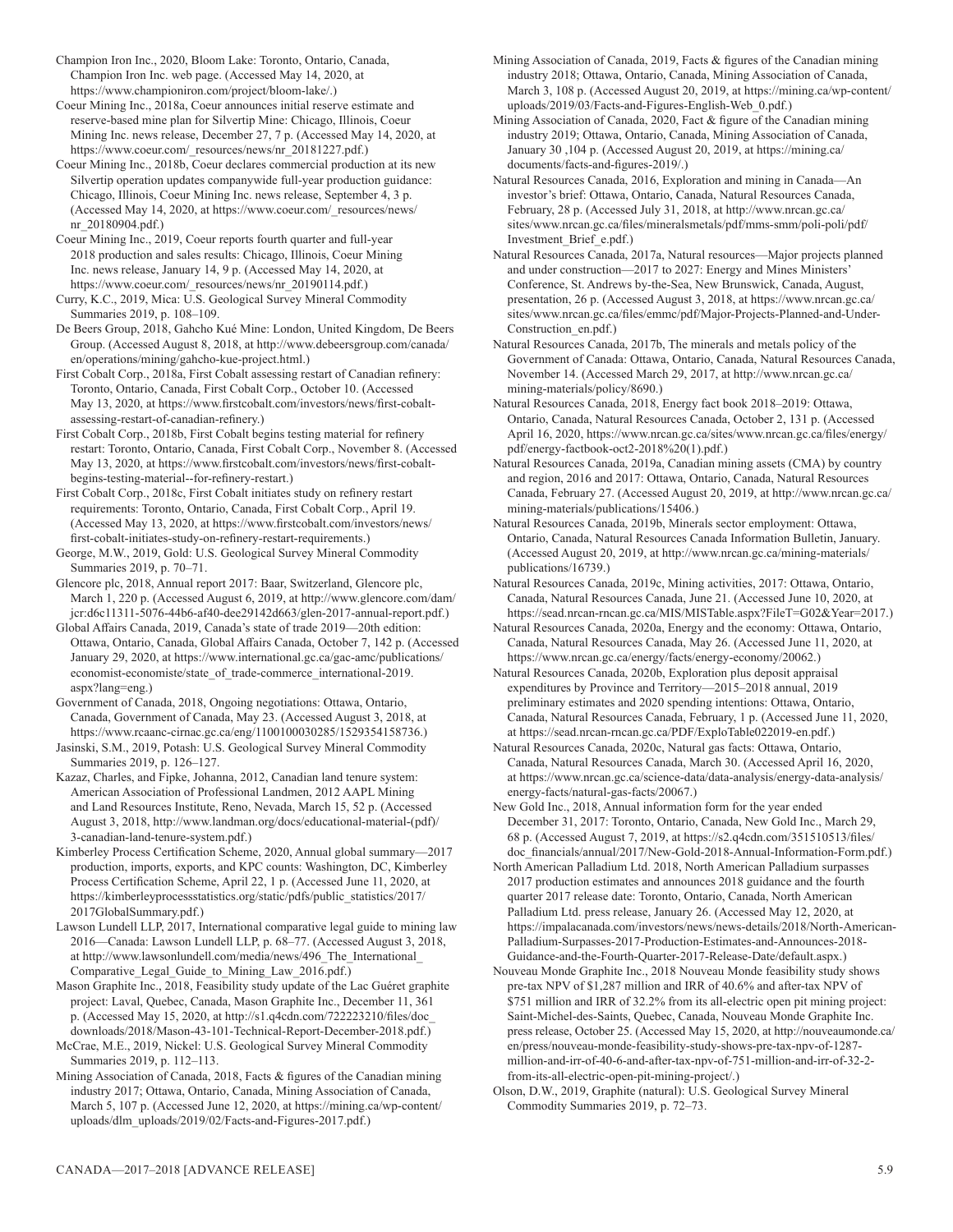Champion Iron Inc., 2020, Bloom Lake: Toronto, Ontario, Canada, Champion Iron Inc. web page. (Accessed May 14, 2020, at https://www.championiron.com/project/bloom-lake/.)

Coeur Mining Inc., 2018a, Coeur announces initial reserve estimate and reserve-based mine plan for Silvertip Mine: Chicago, Illinois, Coeur Mining Inc. news release, December 27, 7 p. (Accessed May 14, 2020, at https://www.coeur.com/_resources/news/nr_20181227.pdf.)

Coeur Mining Inc., 2018b, Coeur declares commercial production at its new Silvertip operation updates companywide full-year production guidance: Chicago, Illinois, Coeur Mining Inc. news release, September 4, 3 p. (Accessed May 14, 2020, at https://www.coeur.com/_resources/news/nr_20180904.pdf.)

Coeur Mining Inc., 2019, Coeur reports fourth quarter and full-year 2018 production and sales results: Chicago, Illinois, Coeur Mining Inc. news release, January 14, 9 p. (Accessed May 14, 2020, at https://www.coeur.com/_resources/news/nr_20190114.pdf.)

Curry, K.C., 2019, Mica: U.S. Geological Survey Mineral Commodity Summaries 2019, p. 108–109.

De Beers Group, 2018, Gahcho Kué Mine: London, United Kingdom, De Beers Group. (Accessed August 8, 2018, at http://www.debeersgroup.com/canada/en/operations/mining/gahcho-kue-project.html.)

First Cobalt Corp., 2018a, First Cobalt assessing restart of Canadian refinery: Toronto, Ontario, Canada, First Cobalt Corp., October 10. (Accessed May 13, 2020, at https://www.firstcobalt.com/investors/news/first-cobalt-assessing-restart-of-canadian-refinery.)

First Cobalt Corp., 2018b, First Cobalt begins testing material for refinery restart: Toronto, Ontario, Canada, First Cobalt Corp., November 8. (Accessed May 13, 2020, at https://www.firstcobalt.com/investors/news/first-cobalt-begins-testing-material--for-refinery-restart.)

First Cobalt Corp., 2018c, First Cobalt initiates study on refinery restart requirements: Toronto, Ontario, Canada, First Cobalt Corp., April 19. (Accessed May 13, 2020, at https://www.firstcobalt.com/investors/news/first-cobalt-initiates-study-on-refinery-restart-requirements.)

George, M.W., 2019, Gold: U.S. Geological Survey Mineral Commodity Summaries 2019, p. 70–71.

Glencore plc, 2018, Annual report 2017: Baar, Switzerland, Glencore plc, March 1, 220 p. (Accessed August 6, 2019, at http://www.glencore.com/dam/jcr:d6c11311-5076-44b6-af40-dee29142d663/glen-2017-annual-report.pdf.)

Global Affairs Canada, 2019, Canada's state of trade 2019—20th edition: Ottawa, Ontario, Canada, Global Affairs Canada, October 7, 142 p. (Accessed January 29, 2020, at https://www.international.gc.ca/gac-amc/publications/economist-economiste/state_of_trade-commerce_international-2019.aspx?lang=eng.)

Government of Canada, 2018, Ongoing negotiations: Ottawa, Ontario, Canada, Government of Canada, May 23. (Accessed August 3, 2018, at https://www.rcaanc-cirnac.gc.ca/eng/1100100030285/1529354158736.)

Jasinski, S.M., 2019, Potash: U.S. Geological Survey Mineral Commodity Summaries 2019, p. 126–127.

Kazaz, Charles, and Fipke, Johanna, 2012, Canadian land tenure system: American Association of Professional Landmen, 2012 AAPL Mining and Land Resources Institute, Reno, Nevada, March 15, 52 p. (Accessed August 3, 2018, http://www.landman.org/docs/educational-material-(pdf)/3-canadian-land-tenure-system.pdf.)

Kimberley Process Certification Scheme, 2020, Annual global summary—2017 production, imports, exports, and KPC counts: Washington, DC, Kimberley Process Certification Scheme, April 22, 1 p. (Accessed June 11, 2020, at https://kimberleyprocessstatistics.org/static/pdfs/public_statistics/2017/2017GlobalSummary.pdf.)

Lawson Lundell LLP, 2017, International comparative legal guide to mining law 2016—Canada: Lawson Lundell LLP, p. 68–77. (Accessed August 3, 2018, at http://www.lawsonlundell.com/media/news/496_The_International_Comparative_Legal_Guide_to_Mining_Law_2016.pdf.)

Mason Graphite Inc., 2018, Feasibility study update of the Lac Guéret graphite project: Laval, Quebec, Canada, Mason Graphite Inc., December 11, 361 p. (Accessed May 15, 2020, at http://s1.q4cdn.com/722223210/files/doc_downloads/2018/Mason-43-101-Technical-Report-December-2018.pdf.)

McCrae, M.E., 2019, Nickel: U.S. Geological Survey Mineral Commodity Summaries 2019, p. 112–113.

Mining Association of Canada, 2018, Facts & figures of the Canadian mining industry 2017; Ottawa, Ontario, Canada, Mining Association of Canada, March 5, 107 p. (Accessed June 12, 2020, at https://mining.ca/wp-content/uploads/dlm_uploads/2019/02/Facts-and-Figures-2017.pdf.)

Mining Association of Canada, 2019, Facts & figures of the Canadian mining industry 2018; Ottawa, Ontario, Canada, Mining Association of Canada, March 3, 108 p. (Accessed August 20, 2019, at https://mining.ca/wp-content/uploads/2019/03/Facts-and-Figures-English-Web_0.pdf.)

Mining Association of Canada, 2020, Fact & figure of the Canadian mining industry 2019; Ottawa, Ontario, Canada, Mining Association of Canada, January 30 ,104 p. (Accessed August 20, 2019, at https://mining.ca/documents/facts-and-figures-2019/.)

Natural Resources Canada, 2016, Exploration and mining in Canada—An investor's brief: Ottawa, Ontario, Canada, Natural Resources Canada, February, 28 p. (Accessed July 31, 2018, at http://www.nrcan.gc.ca/sites/www.nrcan.gc.ca/files/mineralsmetals/pdf/mms-smm/poli-poli/pdf/Investment_Brief_e.pdf.)

Natural Resources Canada, 2017a, Natural resources—Major projects planned and under construction—2017 to 2027: Energy and Mines Ministers' Conference, St. Andrews by-the-Sea, New Brunswick, Canada, August, presentation, 26 p. (Accessed August 3, 2018, at https://www.nrcan.gc.ca/sites/www.nrcan.gc.ca/files/emmc/pdf/Major-Projects-Planned-and-Under-Construction_en.pdf.)

Natural Resources Canada, 2017b, The minerals and metals policy of the Government of Canada: Ottawa, Ontario, Canada, Natural Resources Canada, November 14. (Accessed March 29, 2017, at http://www.nrcan.gc.ca/mining-materials/policy/8690.)

Natural Resources Canada, 2018, Energy fact book 2018–2019: Ottawa, Ontario, Canada, Natural Resources Canada, October 2, 131 p. (Accessed April 16, 2020, https://www.nrcan.gc.ca/sites/www.nrcan.gc.ca/files/energy/pdf/energy-factbook-oct2-2018%20(1).pdf.)

Natural Resources Canada, 2019a, Canadian mining assets (CMA) by country and region, 2016 and 2017: Ottawa, Ontario, Canada, Natural Resources Canada, February 27. (Accessed August 20, 2019, at http://www.nrcan.gc.ca/mining-materials/publications/15406.)

Natural Resources Canada, 2019b, Minerals sector employment: Ottawa, Ontario, Canada, Natural Resources Canada Information Bulletin, January. (Accessed August 20, 2019, at http://www.nrcan.gc.ca/mining-materials/publications/16739.)

Natural Resources Canada, 2019c, Mining activities, 2017: Ottawa, Ontario, Canada, Natural Resources Canada, June 21. (Accessed June 10, 2020, at https://sead.nrcan-rncan.gc.ca/MIS/MISTable.aspx?FileT=G02&Year=2017.)

Natural Resources Canada, 2020a, Energy and the economy: Ottawa, Ontario, Canada, Natural Resources Canada, May 26. (Accessed June 11, 2020, at https://www.nrcan.gc.ca/energy/facts/energy-economy/20062.)

Natural Resources Canada, 2020b, Exploration plus deposit appraisal expenditures by Province and Territory—2015–2018 annual, 2019 preliminary estimates and 2020 spending intentions: Ottawa, Ontario, Canada, Natural Resources Canada, February, 1 p. (Accessed June 11, 2020, at https://sead.nrcan-rncan.gc.ca/PDF/ExploTable022019-en.pdf.)

Natural Resources Canada, 2020c, Natural gas facts: Ottawa, Ontario, Canada, Natural Resources Canada, March 30. (Accessed April 16, 2020, at https://www.nrcan.gc.ca/science-data/data-analysis/energy-data-analysis/energy-facts/natural-gas-facts/20067.)

New Gold Inc., 2018, Annual information form for the year ended December 31, 2017: Toronto, Ontario, Canada, New Gold Inc., March 29, 68 p. (Accessed August 7, 2019, at https://s2.q4cdn.com/351510513/files/doc_financials/annual/2017/New-Gold-2018-Annual-Information-Form.pdf.)

North American Palladium Ltd. 2018, North American Palladium surpasses 2017 production estimates and announces 2018 guidance and the fourth quarter 2017 release date: Toronto, Ontario, Canada, North American Palladium Ltd. press release, January 26. (Accessed May 12, 2020, at https://impalacanada.com/investors/news/news-details/2018/North-American-Palladium-Surpasses-2017-Production-Estimates-and-Announces-2018-Guidance-and-the-Fourth-Quarter-2017-Release-Date/default.aspx.)

Nouveau Monde Graphite Inc., 2018 Nouveau Monde feasibility study shows pre-tax NPV of $1,287 million and IRR of 40.6% and after-tax NPV of $751 million and IRR of 32.2% from its all-electric open pit mining project: Saint-Michel-des-Saints, Quebec, Canada, Nouveau Monde Graphite Inc. press release, October 25. (Accessed May 15, 2020, at http://nouveaumonde.ca/en/press/nouveau-monde-feasibility-study-shows-pre-tax-npv-of-1287-million-and-irr-of-40-6-and-after-tax-npv-of-751-million-and-irr-of-32-2-from-its-all-electric-open-pit-mining-project/.)

Olson, D.W., 2019, Graphite (natural): U.S. Geological Survey Mineral Commodity Summaries 2019, p. 72–73.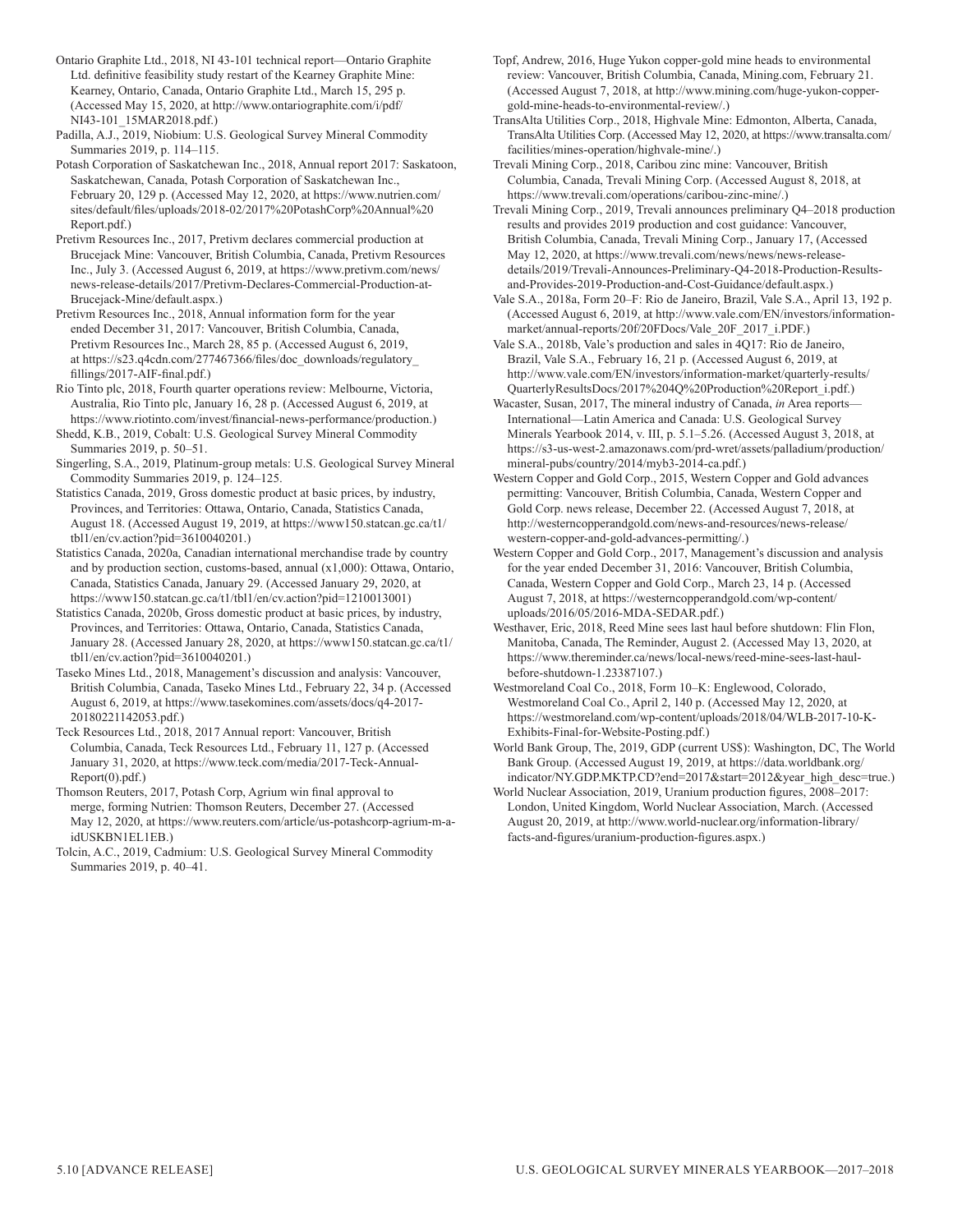Ontario Graphite Ltd., 2018, NI 43-101 technical report—Ontario Graphite Ltd. definitive feasibility study restart of the Kearney Graphite Mine: Kearney, Ontario, Canada, Ontario Graphite Ltd., March 15, 295 p. (Accessed May 15, 2020, at http://www.ontariographite.com/i/pdf/NI43-101_15MAR2018.pdf.)

Padilla, A.J., 2019, Niobium: U.S. Geological Survey Mineral Commodity Summaries 2019, p. 114–115.

Potash Corporation of Saskatchewan Inc., 2018, Annual report 2017: Saskatoon, Saskatchewan, Canada, Potash Corporation of Saskatchewan Inc., February 20, 129 p. (Accessed May 12, 2020, at https://www.nutrien.com/sites/default/files/uploads/2018-02/2017%20PotashCorp%20Annual%20Report.pdf.)

Pretivm Resources Inc., 2017, Pretivm declares commercial production at Brucejack Mine: Vancouver, British Columbia, Canada, Pretivm Resources Inc., July 3. (Accessed August 6, 2019, at https://www.pretivm.com/news/news-release-details/2017/Pretivm-Declares-Commercial-Production-at-Brucejack-Mine/default.aspx.)

Pretivm Resources Inc., 2018, Annual information form for the year ended December 31, 2017: Vancouver, British Columbia, Canada, Pretivm Resources Inc., March 28, 85 p. (Accessed August 6, 2019, at https://s23.q4cdn.com/277467366/files/doc_downloads/regulatory_fillings/2017-AIF-final.pdf.)

Rio Tinto plc, 2018, Fourth quarter operations review: Melbourne, Victoria, Australia, Rio Tinto plc, January 16, 28 p. (Accessed August 6, 2019, at https://www.riotinto.com/invest/financial-news-performance/production.)

Shedd, K.B., 2019, Cobalt: U.S. Geological Survey Mineral Commodity Summaries 2019, p. 50–51.

Singerling, S.A., 2019, Platinum-group metals: U.S. Geological Survey Mineral Commodity Summaries 2019, p. 124–125.

Statistics Canada, 2019, Gross domestic product at basic prices, by industry, Provinces, and Territories: Ottawa, Ontario, Canada, Statistics Canada, August 18. (Accessed August 19, 2019, at https://www150.statcan.gc.ca/t1/tbl1/en/cv.action?pid=3610040201.)

Statistics Canada, 2020a, Canadian international merchandise trade by country and by production section, customs-based, annual (x1,000): Ottawa, Ontario, Canada, Statistics Canada, January 29. (Accessed January 29, 2020, at https://www150.statcan.gc.ca/t1/tbl1/en/cv.action?pid=1210013001)

Statistics Canada, 2020b, Gross domestic product at basic prices, by industry, Provinces, and Territories: Ottawa, Ontario, Canada, Statistics Canada, January 28. (Accessed January 28, 2020, at https://www150.statcan.gc.ca/t1/tbl1/en/cv.action?pid=3610040201.)

Taseko Mines Ltd., 2018, Management's discussion and analysis: Vancouver, British Columbia, Canada, Taseko Mines Ltd., February 22, 34 p. (Accessed August 6, 2019, at https://www.tasekomines.com/assets/docs/q4-2017-20180221142053.pdf.)

Teck Resources Ltd., 2018, 2017 Annual report: Vancouver, British Columbia, Canada, Teck Resources Ltd., February 11, 127 p. (Accessed January 31, 2020, at https://www.teck.com/media/2017-Teck-Annual-Report(0).pdf.)

Thomson Reuters, 2017, Potash Corp, Agrium win final approval to merge, forming Nutrien: Thomson Reuters, December 27. (Accessed May 12, 2020, at https://www.reuters.com/article/us-potashcorp-agrium-m-a-idUSKBN1EL1EB.)

Tolcin, A.C., 2019, Cadmium: U.S. Geological Survey Mineral Commodity Summaries 2019, p. 40–41.

Topf, Andrew, 2016, Huge Yukon copper-gold mine heads to environmental review: Vancouver, British Columbia, Canada, Mining.com, February 21. (Accessed August 7, 2018, at http://www.mining.com/huge-yukon-copper-gold-mine-heads-to-environmental-review/.)

TransAlta Utilities Corp., 2018, Highvale Mine: Edmonton, Alberta, Canada, TransAlta Utilities Corp. (Accessed May 12, 2020, at https://www.transalta.com/facilities/mines-operation/highvale-mine/.)

Trevali Mining Corp., 2018, Caribou zinc mine: Vancouver, British Columbia, Canada, Trevali Mining Corp. (Accessed August 8, 2018, at https://www.trevali.com/operations/caribou-zinc-mine/.)

Trevali Mining Corp., 2019, Trevali announces preliminary Q4–2018 production results and provides 2019 production and cost guidance: Vancouver, British Columbia, Canada, Trevali Mining Corp., January 17, (Accessed May 12, 2020, at https://www.trevali.com/news/news/news-release-details/2019/Trevali-Announces-Preliminary-Q4-2018-Production-Results-and-Provides-2019-Production-and-Cost-Guidance/default.aspx.)

Vale S.A., 2018a, Form 20–F: Rio de Janeiro, Brazil, Vale S.A., April 13, 192 p. (Accessed August 6, 2019, at http://www.vale.com/EN/investors/information-market/annual-reports/20f/20FDocs/Vale_20F_2017_i.PDF.)

Vale S.A., 2018b, Vale's production and sales in 4Q17: Rio de Janeiro, Brazil, Vale S.A., February 16, 21 p. (Accessed August 6, 2019, at http://www.vale.com/EN/investors/information-market/quarterly-results/QuarterlyResultsDocs/2017%204Q%20Production%20Report_i.pdf.)

Wacaster, Susan, 2017, The mineral industry of Canada, *in* Area reports—International—Latin America and Canada: U.S. Geological Survey Minerals Yearbook 2014, v. III, p. 5.1–5.26. (Accessed August 3, 2018, at https://s3-us-west-2.amazonaws.com/prd-wret/assets/palladium/production/mineral-pubs/country/2014/myb3-2014-ca.pdf.)

Western Copper and Gold Corp., 2015, Western Copper and Gold advances permitting: Vancouver, British Columbia, Canada, Western Copper and Gold Corp. news release, December 22. (Accessed August 7, 2018, at http://westerncopperandgold.com/news-and-resources/news-release/western-copper-and-gold-advances-permitting/.)

Western Copper and Gold Corp., 2017, Management's discussion and analysis for the year ended December 31, 2016: Vancouver, British Columbia, Canada, Western Copper and Gold Corp., March 23, 14 p. (Accessed August 7, 2018, at https://westerncopperandgold.com/wp-content/uploads/2016/05/2016-MDA-SEDAR.pdf.)

Westhaver, Eric, 2018, Reed Mine sees last haul before shutdown: Flin Flon, Manitoba, Canada, The Reminder, August 2. (Accessed May 13, 2020, at https://www.thereminder.ca/news/local-news/reed-mine-sees-last-haul-before-shutdown-1.23387107.)

Westmoreland Coal Co., 2018, Form 10–K: Englewood, Colorado, Westmoreland Coal Co., April 2, 140 p. (Accessed May 12, 2020, at https://westmoreland.com/wp-content/uploads/2018/04/WLB-2017-10-K-Exhibits-Final-for-Website-Posting.pdf.)

World Bank Group, The, 2019, GDP (current US$): Washington, DC, The World Bank Group. (Accessed August 19, 2019, at https://data.worldbank.org/indicator/NY.GDP.MKTP.CD?end=2017&start=2012&year_high_desc=true.)

World Nuclear Association, 2019, Uranium production figures, 2008–2017: London, United Kingdom, World Nuclear Association, March. (Accessed August 20, 2019, at http://www.world-nuclear.org/information-library/facts-and-figures/uranium-production-figures.aspx.)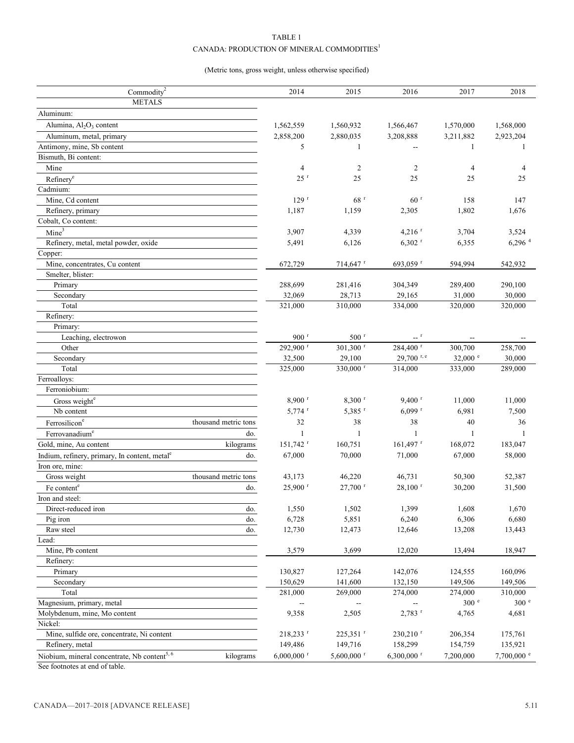# TABLE 1
## CANADA: PRODUCTION OF MINERAL COMMODITIES[1]

(Metric tons, gross weight, unless otherwise specified)

| Commodity[2] | | 2014 | 2015 | 2016 | 2017 | 2018 |
|---|---|---|---|---|---|---|
| METALS | | | | | | |
| Aluminum: | | | | | | |
| Alumina, $Al_2O_3$ content | | 1,562,559 | 1,560,932 | 1,566,467 | 1,570,000 | 1,568,000 |
| Aluminum, metal, primary | | 2,858,200 | 2,880,035 | 3,208,888 | 3,211,882 | 2,923,204 |
| Antimony, mine, Sb content | | 5 | 1 | -- | 1 | 1 |
| Bismuth, Bi content: | | | | | | |
| Mine | | 4 | 2 | 2 | 4 | 4 |
| Refinery[e] | | 25 [r] | 25 | 25 | 25 | 25 |
| Cadmium: | | | | | | |
| Mine, Cd content | | 129 [r] | 68 [r] | 60 [r] | 158 | 147 |
| Refinery, primary | | 1,187 | 1,159 | 2,305 | 1,802 | 1,676 |
| Cobalt, Co content: | | | | | | |
| Mine[3] | | 3,907 | 4,339 | 4,216 [r] | 3,704 | 3,524 |
| Refinery, metal, metal powder, oxide | | 5,491 | 6,126 | 6,302 [r] | 6,355 | 6,296 [4] |
| Copper: | | | | | | |
| Mine, concentrates, Cu content | | 672,729 | 714,647 [r] | 693,059 [r] | 594,994 | 542,932 |
| Smelter, blister: | | | | | | |
| Primary | | 288,699 | 281,416 | 304,349 | 289,400 | 290,100 |
| Secondary | | 32,069 | 28,713 | 29,165 | 31,000 | 30,000 |
| Total | | 321,000 | 310,000 | 334,000 | 320,000 | 320,000 |
| Refinery: | | | | | | |
| Primary: | | | | | | |
| Leaching, electrowon | | 900 [r] | 500 [r] | -- [r] | -- | -- |
| Other | | 292,900 [r] | 301,300 [r] | 284,400 [r] | 300,700 | 258,700 |
| Secondary | | 32,500 | 29,100 | 29,700 [r, e] | 32,000 [e] | 30,000 |
| Total | | 325,000 | 330,000 [r] | 314,000 | 333,000 | 289,000 |
| Ferroalloys: | | | | | | |
| Ferroniobium: | | | | | | |
| Gross weight[e] | | 8,900 [r] | 8,300 [r] | 9,400 [r] | 11,000 | 11,000 |
| Nb content | | 5,774 [r] | 5,385 [r] | 6,099 [r] | 6,981 | 7,500 |
| Ferrosilicon[e] | thousand metric tons | 32 | 38 | 38 | 40 | 36 |
| Ferrovanadium[e] | do. | 1 | 1 | 1 | 1 | 1 |
| Gold, mine, Au content | kilograms | 151,742 [r] | 160,751 | 161,497 [r] | 168,072 | 183,047 |
| Indium, refinery, primary, In content, metal[e] | do. | 67,000 | 70,000 | 71,000 | 67,000 | 58,000 |
| Iron ore, mine: | | | | | | |
| Gross weight | thousand metric tons | 43,173 | 46,220 | 46,731 | 50,300 | 52,387 |
| Fe content[e] | do. | 25,900 [r] | 27,700 [r] | 28,100 [r] | 30,200 | 31,500 |
| Iron and steel: | | | | | | |
| Direct-reduced iron | do. | 1,550 | 1,502 | 1,399 | 1,608 | 1,670 |
| Pig iron | do. | 6,728 | 5,851 | 6,240 | 6,306 | 6,680 |
| Raw steel | do. | 12,730 | 12,473 | 12,646 | 13,208 | 13,443 |
| Lead: | | | | | | |
| Mine, Pb content | | 3,579 | 3,699 | 12,020 | 13,494 | 18,947 |
| Refinery: | | | | | | |
| Primary | | 130,827 | 127,264 | 142,076 | 124,555 | 160,096 |
| Secondary | | 150,629 | 141,600 | 132,150 | 149,506 | 149,506 |
| Total | | 281,000 | 269,000 | 274,000 | 274,000 | 310,000 |
| Magnesium, primary, metal | | -- | -- | -- | 300 [e] | 300 [e] |
| Molybdenum, mine, Mo content | | 9,358 | 2,505 | 2,783 [r] | 4,765 | 4,681 |
| Nickel: | | | | | | |
| Mine, sulfide ore, concentrate, Ni content | | 218,233 [r] | 225,351 [r] | 230,210 [r] | 206,354 | 175,761 |
| Refinery, metal | | 149,486 | 149,716 | 158,299 | 154,759 | 135,921 |
| Niobium, mineral concentrate, Nb content[5, 6] | kilograms | 6,000,000 [r] | 5,600,000 [r] | 6,300,000 [r] | 7,200,000 | 7,700,000 [e] |

See footnotes at end of table.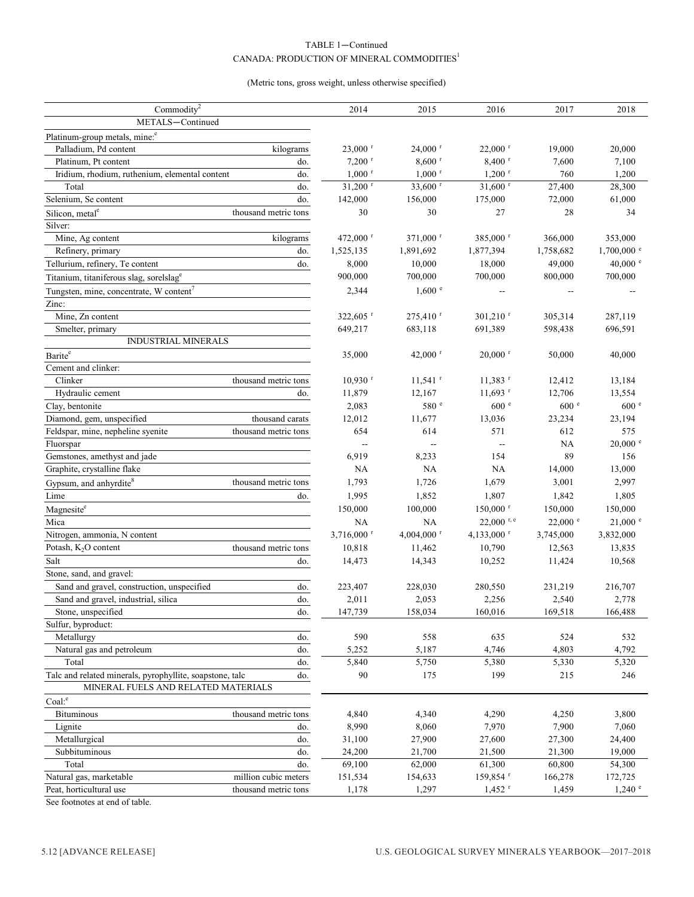TABLE 1—Continued
CANADA: PRODUCTION OF MINERAL COMMODITIES[1]

(Metric tons, gross weight, unless otherwise specified)

| Commodity[2] | | 2014 | 2015 | 2016 | 2017 | 2018 |
|---|---|---|---|---|---|---|
| METALS—Continued | | | | | | |
| Platinum-group metals, mine:[e] | | | | | | |
| Palladium, Pd content | kilograms | 23,000 [r] | 24,000 [r] | 22,000 [r] | 19,000 | 20,000 |
| Platinum, Pt content | do. | 7,200 [r] | 8,600 [r] | 8,400 [r] | 7,600 | 7,100 |
| Iridium, rhodium, ruthenium, elemental content | do. | 1,000 [r] | 1,000 [r] | 1,200 [r] | 760 | 1,200 |
| Total | do. | 31,200 [r] | 33,600 [r] | 31,600 [r] | 27,400 | 28,300 |
| Selenium, Se content | do. | 142,000 | 156,000 | 175,000 | 72,000 | 61,000 |
| Silicon, metal[e] | thousand metric tons | 30 | 30 | 27 | 28 | 34 |
| Silver: | | | | | | |
| Mine, Ag content | kilograms | 472,000 [r] | 371,000 [r] | 385,000 [r] | 366,000 | 353,000 |
| Refinery, primary | do. | 1,525,135 | 1,891,692 | 1,877,394 | 1,758,682 | 1,700,000 [e] |
| Tellurium, refinery, Te content | do. | 8,000 | 10,000 | 18,000 | 49,000 | 40,000 [e] |
| Titanium, titaniferous slag, sorelslag[e] | | 900,000 | 700,000 | 700,000 | 800,000 | 700,000 |
| Tungsten, mine, concentrate, W content[7] | | 2,344 | 1,600 [e] | -- | -- | -- |
| Zinc: | | | | | | |
| Mine, Zn content | | 322,605 [r] | 275,410 [r] | 301,210 [r] | 305,314 | 287,119 |
| Smelter, primary | | 649,217 | 683,118 | 691,389 | 598,438 | 696,591 |
| INDUSTRIAL MINERALS | | | | | | |
| Barite[e] | | 35,000 | 42,000 [r] | 20,000 [r] | 50,000 | 40,000 |
| Cement and clinker: | | | | | | |
| Clinker | thousand metric tons | 10,930 [r] | 11,541 [r] | 11,383 [r] | 12,412 | 13,184 |
| Hydraulic cement | do. | 11,879 | 12,167 | 11,693 [r] | 12,706 | 13,554 |
| Clay, bentonite | | 2,083 | 580 [e] | 600 [e] | 600 [e] | 600 [e] |
| Diamond, gem, unspecified | thousand carats | 12,012 | 11,677 | 13,036 | 23,234 | 23,194 |
| Feldspar, mine, nepheline syenite | thousand metric tons | 654 | 614 | 571 | 612 | 575 |
| Fluorspar | | -- | -- | -- | NA | 20,000 [e] |
| Gemstones, amethyst and jade | | 6,919 | 8,233 | 154 | 89 | 156 |
| Graphite, crystalline flake | | NA | NA | NA | 14,000 | 13,000 |
| Gypsum, and anhydrite[8] | thousand metric tons | 1,793 | 1,726 | 1,679 | 3,001 | 2,997 |
| Lime | do. | 1,995 | 1,852 | 1,807 | 1,842 | 1,805 |
| Magnesite[e] | | 150,000 | 100,000 | 150,000 [r] | 150,000 | 150,000 |
| Mica | | NA | NA | 22,000 [r, e] | 22,000 [e] | 21,000 [e] |
| Nitrogen, ammonia, N content | | 3,716,000 [r] | 4,004,000 [r] | 4,133,000 [r] | 3,745,000 | 3,832,000 |
| Potash, $K_2O$ content | thousand metric tons | 10,818 | 11,462 | 10,790 | 12,563 | 13,835 |
| Salt | do. | 14,473 | 14,343 | 10,252 | 11,424 | 10,568 |
| Stone, sand, and gravel: | | | | | | |
| Sand and gravel, construction, unspecified | do. | 223,407 | 228,030 | 280,550 | 231,219 | 216,707 |
| Sand and gravel, industrial, silica | do. | 2,011 | 2,053 | 2,256 | 2,540 | 2,778 |
| Stone, unspecified | do. | 147,739 | 158,034 | 160,016 | 169,518 | 166,488 |
| Sulfur, byproduct: | | | | | | |
| Metallurgy | do. | 590 | 558 | 635 | 524 | 532 |
| Natural gas and petroleum | do. | 5,252 | 5,187 | 4,746 | 4,803 | 4,792 |
| Total | do. | 5,840 | 5,750 | 5,380 | 5,330 | 5,320 |
| Talc and related minerals, pyrophyllite, soapstone, talc | do. | 90 | 175 | 199 | 215 | 246 |
| MINERAL FUELS AND RELATED MATERIALS | | | | | | |
| Coal:[e] | | | | | | |
| Bituminous | thousand metric tons | 4,840 | 4,340 | 4,290 | 4,250 | 3,800 |
| Lignite | do. | 8,990 | 8,060 | 7,970 | 7,900 | 7,060 |
| Metallurgical | do. | 31,100 | 27,900 | 27,600 | 27,300 | 24,400 |
| Subbituminous | do. | 24,200 | 21,700 | 21,500 | 21,300 | 19,000 |
| Total | do. | 69,100 | 62,000 | 61,300 | 60,800 | 54,300 |
| Natural gas, marketable | million cubic meters | 151,534 | 154,633 | 159,854 [r] | 166,278 | 172,725 |
| Peat, horticultural use | thousand metric tons | 1,178 | 1,297 | 1,452 [r] | 1,459 | 1,240 [e] |

See footnotes at end of table.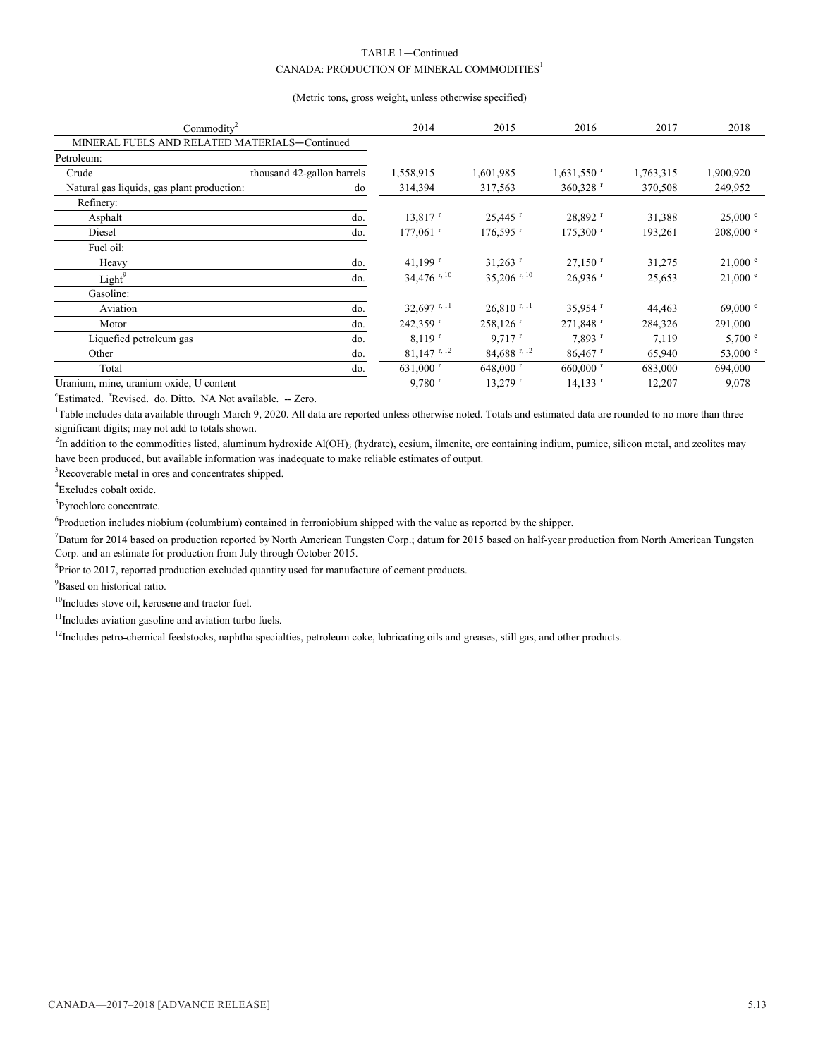TABLE 1—Continued

CANADA: PRODUCTION OF MINERAL COMMODITIES[1]

(Metric tons, gross weight, unless otherwise specified)

| Commodity[2] | | 2014 | 2015 | 2016 | 2017 | 2018 |
|---|---|---|---|---|---|---|
| MINERAL FUELS AND RELATED MATERIALS—Continued | | | | | | |
| Petroleum: | | | | | | |
| Crude | thousand 42-gallon barrels | 1,558,915 | 1,601,985 | 1,631,550 r | 1,763,315 | 1,900,920 |
| Natural gas liquids, gas plant production: | do | 314,394 | 317,563 | 360,328 r | 370,508 | 249,952 |
| Refinery: | | | | | | |
| Asphalt | do. | 13,817 r | 25,445 r | 28,892 r | 31,388 | 25,000 e |
| Diesel | do. | 177,061 r | 176,595 r | 175,300 r | 193,261 | 208,000 e |
| Fuel oil: | | | | | | |
| Heavy | do. | 41,199 r | 31,263 r | 27,150 r | 31,275 | 21,000 e |
| Light[9] | do. | 34,476 r, 10 | 35,206 r, 10 | 26,936 r | 25,653 | 21,000 e |
| Gasoline: | | | | | | |
| Aviation | do. | 32,697 r, 11 | 26,810 r, 11 | 35,954 r | 44,463 | 69,000 e |
| Motor | do. | 242,359 r | 258,126 r | 271,848 r | 284,326 | 291,000 |
| Liquefied petroleum gas | do. | 8,119 r | 9,717 r | 7,893 r | 7,119 | 5,700 e |
| Other | do. | 81,147 r, 12 | 84,688 r, 12 | 86,467 r | 65,940 | 53,000 e |
| Total | do. | 631,000 r | 648,000 r | 660,000 r | 683,000 | 694,000 |
| Uranium, mine, uranium oxide, U content | | 9,780 r | 13,279 r | 14,133 r | 12,207 | 9,078 |

e Estimated. r Revised. do. Ditto. NA Not available. -- Zero.

[1] Table includes data available through March 9, 2020. All data are reported unless otherwise noted. Totals and estimated data are rounded to no more than three significant digits; may not add to totals shown.

[2] In addition to the commodities listed, aluminum hydroxide $Al(OH)_3$ (hydrate), cesium, ilmenite, ore containing indium, pumice, silicon metal, and zeolites may have been produced, but available information was inadequate to make reliable estimates of output.

[3] Recoverable metal in ores and concentrates shipped.

[4] Excludes cobalt oxide.

[5] Pyrochlore concentrate.

[6] Production includes niobium (columbium) contained in ferroniobium shipped with the value as reported by the shipper.

[7] Datum for 2014 based on production reported by North American Tungsten Corp.; datum for 2015 based on half-year production from North American Tungsten Corp. and an estimate for production from July through October 2015.

[8] Prior to 2017, reported production excluded quantity used for manufacture of cement products.

[9] Based on historical ratio.

[10] Includes stove oil, kerosene and tractor fuel.

[11] Includes aviation gasoline and aviation turbo fuels.

[12] Includes petro-chemical feedstocks, naphtha specialties, petroleum coke, lubricating oils and greases, still gas, and other products.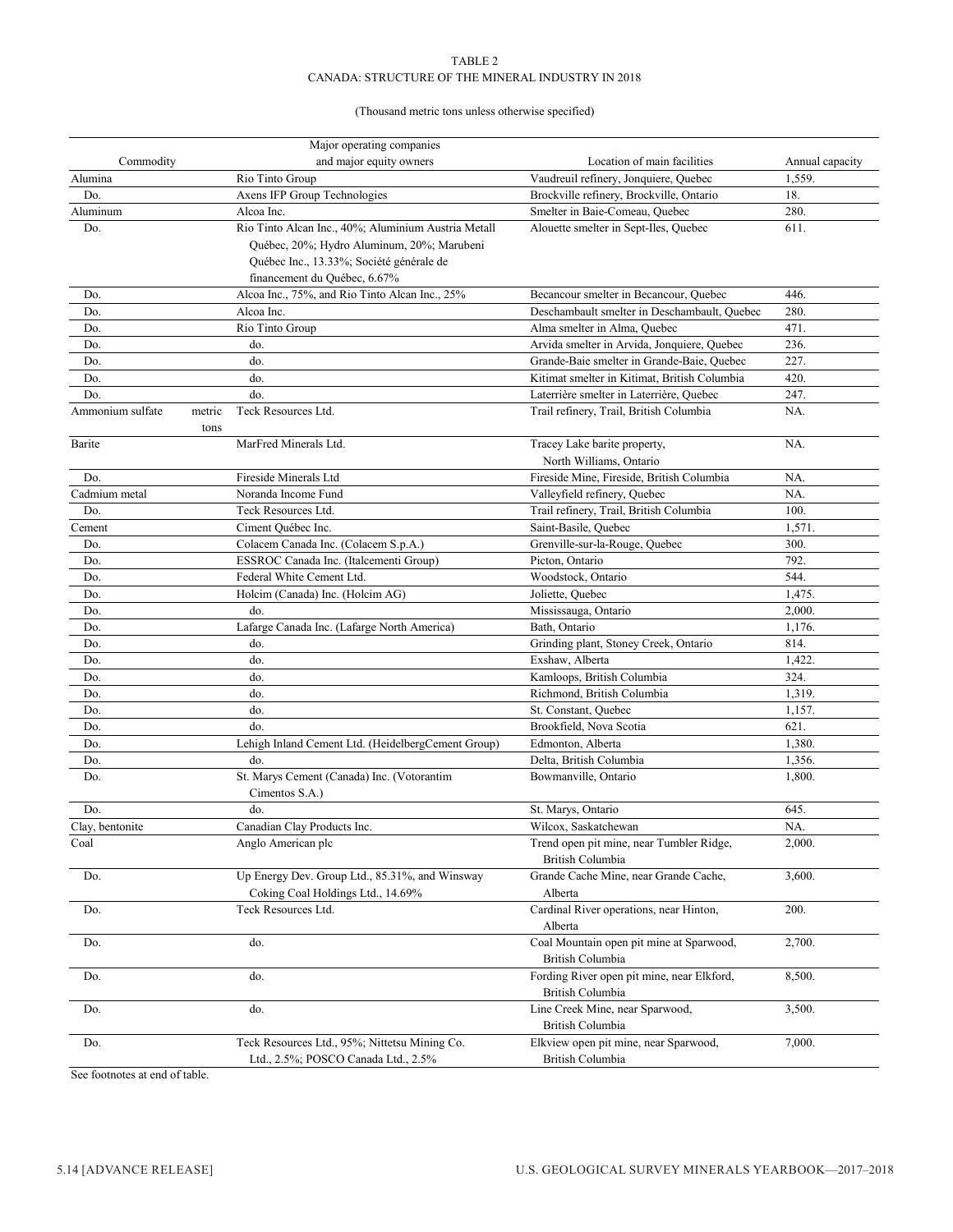TABLE 2
CANADA: STRUCTURE OF THE MINERAL INDUSTRY IN 2018

(Thousand metric tons unless otherwise specified)

| Commodity | Major operating companies and major equity owners | Location of main facilities | Annual capacity |
|---|---|---|---|
| Alumina | Rio Tinto Group | Vaudreuil refinery, Jonquiere, Quebec | 1,559. |
| Do. | Axens IFP Group Technologies | Brockville refinery, Brockville, Ontario | 18. |
| Aluminum | Alcoa Inc. | Smelter in Baie-Comeau, Quebec | 280. |
| Do. | Rio Tinto Alcan Inc., 40%; Aluminium Austria Metall Québec, 20%; Hydro Aluminum, 20%; Marubeni Québec Inc., 13.33%; Société générale de financement du Québec, 6.67% | Alouette smelter in Sept-Iles, Quebec | 611. |
| Do. | Alcoa Inc., 75%, and Rio Tinto Alcan Inc., 25% | Becancour smelter in Becancour, Quebec | 446. |
| Do. | Alcoa Inc. | Deschambault smelter in Deschambault, Quebec | 280. |
| Do. | Rio Tinto Group | Alma smelter in Alma, Quebec | 471. |
| Do. | do. | Arvida smelter in Arvida, Jonquiere, Quebec | 236. |
| Do. | do. | Grande-Baie smelter in Grande-Baie, Quebec | 227. |
| Do. | do. | Kitimat smelter in Kitimat, British Columbia | 420. |
| Do. | do. | Laterrière smelter in Laterrière, Quebec | 247. |
| Ammonium sulfate metric tons | Teck Resources Ltd. | Trail refinery, Trail, British Columbia | NA. |
| Barite | MarFred Minerals Ltd. | Tracey Lake barite property, North Williams, Ontario | NA. |
| Do. | Fireside Minerals Ltd | Fireside Mine, Fireside, British Columbia | NA. |
| Cadmium metal | Noranda Income Fund | Valleyfield refinery, Quebec | NA. |
| Do. | Teck Resources Ltd. | Trail refinery, Trail, British Columbia | 100. |
| Cement | Ciment Québec Inc. | Saint-Basile, Quebec | 1,571. |
| Do. | Colacem Canada Inc. (Colacem S.p.A.) | Grenville-sur-la-Rouge, Quebec | 300. |
| Do. | ESSROC Canada Inc. (Italcementi Group) | Picton, Ontario | 792. |
| Do. | Federal White Cement Ltd. | Woodstock, Ontario | 544. |
| Do. | Holcim (Canada) Inc. (Holcim AG) | Joliette, Quebec | 1,475. |
| Do. | do. | Mississauga, Ontario | 2,000. |
| Do. | Lafarge Canada Inc. (Lafarge North America) | Bath, Ontario | 1,176. |
| Do. | do. | Grinding plant, Stoney Creek, Ontario | 814. |
| Do. | do. | Exshaw, Alberta | 1,422. |
| Do. | do. | Kamloops, British Columbia | 324. |
| Do. | do. | Richmond, British Columbia | 1,319. |
| Do. | do. | St. Constant, Quebec | 1,157. |
| Do. | do. | Brookfield, Nova Scotia | 621. |
| Do. | Lehigh Inland Cement Ltd. (HeidelbergCement Group) | Edmonton, Alberta | 1,380. |
| Do. | do. | Delta, British Columbia | 1,356. |
| Do. | St. Marys Cement (Canada) Inc. (Votorantim Cimentos S.A.) | Bowmanville, Ontario | 1,800. |
| Do. | do. | St. Marys, Ontario | 645. |
| Clay, bentonite | Canadian Clay Products Inc. | Wilcox, Saskatchewan | NA. |
| Coal | Anglo American plc | Trend open pit mine, near Tumbler Ridge, British Columbia | 2,000. |
| Do. | Up Energy Dev. Group Ltd., 85.31%, and Winsway Coking Coal Holdings Ltd., 14.69% | Grande Cache Mine, near Grande Cache, Alberta | 3,600. |
| Do. | Teck Resources Ltd. | Cardinal River operations, near Hinton, Alberta | 200. |
| Do. | do. | Coal Mountain open pit mine at Sparwood, British Columbia | 2,700. |
| Do. | do. | Fording River open pit mine, near Elkford, British Columbia | 8,500. |
| Do. | do. | Line Creek Mine, near Sparwood, British Columbia | 3,500. |
| Do. | Teck Resources Ltd., 95%; Nittetsu Mining Co. Ltd., 2.5%; POSCO Canada Ltd., 2.5% | Elkview open pit mine, near Sparwood, British Columbia | 7,000. |

See footnotes at end of table.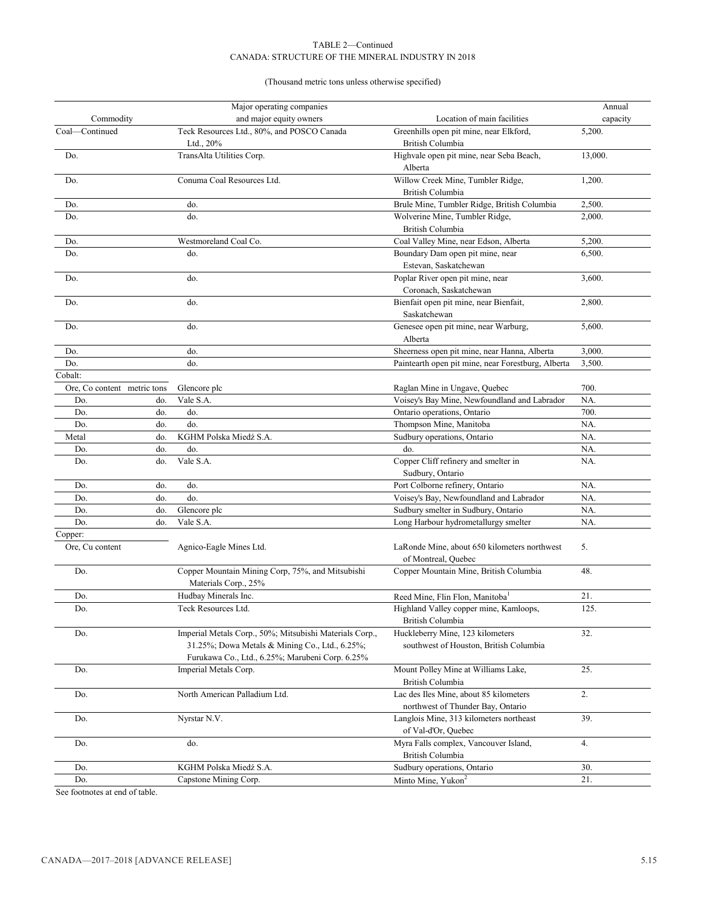TABLE 2—Continued
CANADA: STRUCTURE OF THE MINERAL INDUSTRY IN 2018

(Thousand metric tons unless otherwise specified)

| Commodity | | Major operating companies and major equity owners | Location of main facilities | Annual capacity |
|---|---|---|---|---|
| Coal—Continued | | Teck Resources Ltd., 80%, and POSCO Canada Ltd., 20% | Greenhills open pit mine, near Elkford, British Columbia | 5,200. |
| Do. | | TransAlta Utilities Corp. | Highvale open pit mine, near Seba Beach, Alberta | 13,000. |
| Do. | | Conuma Coal Resources Ltd. | Willow Creek Mine, Tumbler Ridge, British Columbia | 1,200. |
| Do. | | do. | Brule Mine, Tumbler Ridge, British Columbia | 2,500. |
| Do. | | do. | Wolverine Mine, Tumbler Ridge, British Columbia | 2,000. |
| Do. | | Westmoreland Coal Co. | Coal Valley Mine, near Edson, Alberta | 5,200. |
| Do. | | do. | Boundary Dam open pit mine, near Estevan, Saskatchewan | 6,500. |
| Do. | | do. | Poplar River open pit mine, near Coronach, Saskatchewan | 3,600. |
| Do. | | do. | Bienfait open pit mine, near Bienfait, Saskatchewan | 2,800. |
| Do. | | do. | Genesee open pit mine, near Warburg, Alberta | 5,600. |
| Do. | | do. | Sheerness open pit mine, near Hanna, Alberta | 3,000. |
| Do. | | do. | Paintearth open pit mine, near Forestburg, Alberta | 3,500. |
| Cobalt: | | | | |
| Ore, Co content | metric tons | Glencore plc | Raglan Mine in Ungave, Quebec | 700. |
| Do. | do. | Vale S.A. | Voisey's Bay Mine, Newfoundland and Labrador | NA. |
| Do. | do. | do. | Ontario operations, Ontario | 700. |
| Do. | do. | do. | Thompson Mine, Manitoba | NA. |
| Metal | do. | KGHM Polska Miedź S.A. | Sudbury operations, Ontario | NA. |
| Do. | do. | do. | do. | NA. |
| Do. | do. | Vale S.A. | Copper Cliff refinery and smelter in Sudbury, Ontario | NA. |
| Do. | do. | do. | Port Colborne refinery, Ontario | NA. |
| Do. | do. | do. | Voisey's Bay, Newfoundland and Labrador | NA. |
| Do. | do. | Glencore plc | Sudbury smelter in Sudbury, Ontario | NA. |
| Do. | do. | Vale S.A. | Long Harbour hydrometallurgy smelter | NA. |
| Copper: | | | | |
| Ore, Cu content | | Agnico-Eagle Mines Ltd. | LaRonde Mine, about 650 kilometers northwest of Montreal, Quebec | 5. |
| Do. | | Copper Mountain Mining Corp, 75%, and Mitsubishi Materials Corp., 25% | Copper Mountain Mine, British Columbia | 48. |
| Do. | | Hudbay Minerals Inc. | Reed Mine, Flin Flon, Manitoba[1] | 21. |
| Do. | | Teck Resources Ltd. | Highland Valley copper mine, Kamloops, British Columbia | 125. |
| Do. | | Imperial Metals Corp., 50%; Mitsubishi Materials Corp., 31.25%; Dowa Metals & Mining Co., Ltd., 6.25%; Furukawa Co., Ltd., 6.25%; Marubeni Corp. 6.25% | Huckleberry Mine, 123 kilometers southwest of Houston, British Columbia | 32. |
| Do. | | Imperial Metals Corp. | Mount Polley Mine at Williams Lake, British Columbia | 25. |
| Do. | | North American Palladium Ltd. | Lac des Iles Mine, about 85 kilometers northwest of Thunder Bay, Ontario | 2. |
| Do. | | Nyrstar N.V. | Langlois Mine, 313 kilometers northeast of Val-d'Or, Quebec | 39. |
| Do. | | do. | Myra Falls complex, Vancouver Island, British Columbia | 4. |
| Do. | | KGHM Polska Miedź S.A. | Sudbury operations, Ontario | 30. |
| Do. | | Capstone Mining Corp. | Minto Mine, Yukon[2] | 21. |

See footnotes at end of table.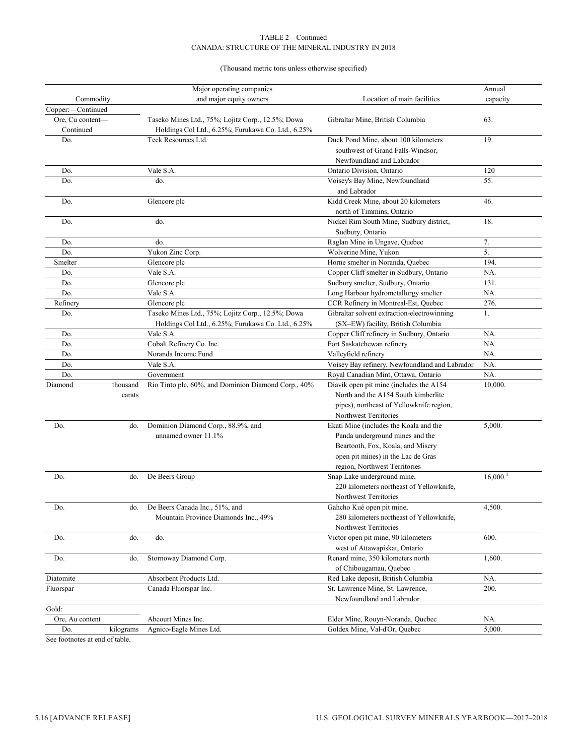TABLE 2—Continued
CANADA: STRUCTURE OF THE MINERAL INDUSTRY IN 2018

(Thousand metric tons unless otherwise specified)

| Commodity | | Major operating companies and major equity owners | Location of main facilities | Annual capacity |
|---|---|---|---|---|
| Copper:—Continued | | | | |
| Ore, Cu content—Continued | | Taseko Mines Ltd., 75%; Lojitz Corp., 12.5%; Dowa Holdings Col Ltd., 6.25%; Furukawa Co. Ltd., 6.25% | Gibraltar Mine, British Columbia | 63. |
| Do. | | Teck Resources Ltd. | Duck Pond Mine, about 100 kilometers southwest of Grand Falls-Windsor, Newfoundland and Labrador | 19. |
| Do. | | Vale S.A. | Ontario Division, Ontario | 120 |
| Do. | | do. | Voisey's Bay Mine, Newfoundland and Labrador | 55. |
| Do. | | Glencore plc | Kidd Creek Mine, about 20 kilometers north of Timmins, Ontario | 46. |
| Do. | | do. | Nickel Rim South Mine, Sudbury district, Sudbury, Ontario | 18. |
| Do. | | do. | Raglan Mine in Ungave, Quebec | 7. |
| Do. | | Yukon Zinc Corp. | Wolverine Mine, Yukon | 5. |
| Smelter | | Glencore plc | Horne smelter in Noranda, Quebec | 194. |
| Do. | | Vale S.A. | Copper Cliff smelter in Sudbury, Ontario | NA. |
| Do. | | Glencore plc | Sudbury smelter, Sudbury, Ontario | 131. |
| Do. | | Vale S.A. | Long Harbour hydrometallurgy smelter | NA. |
| Refinery | | Glencore plc | CCR Refinery in Montreal-Est, Quebec | 276. |
| Do. | | Taseko Mines Ltd., 75%; Lojitz Corp., 12.5%; Dowa Holdings Col Ltd., 6.25%; Furukawa Co. Ltd., 6.25% | Gibraltar solvent extraction-electrowinning (SX–EW) facility, British Columbia | 1. |
| Do. | | Vale S.A. | Copper Cliff refinery in Sudbury, Ontario | NA. |
| Do. | | Cobalt Refinery Co. Inc. | Fort Saskatchewan refinery | NA. |
| Do. | | Noranda Income Fund | Valleyfield refinery | NA. |
| Do. | | Vale S.A. | Voisey Bay refinery, Newfoundland and Labrador | NA. |
| Do. | | Government | Royal Canadian Mint, Ottawa, Ontario | NA. |
| Diamond | thousand carats | Rio Tinto plc, 60%, and Dominion Diamond Corp., 40% | Diavik open pit mine (includes the A154 North and the A154 South kimberlite pipes), northeast of Yellowknife region, Northwest Territories | 10,000. |
| Do. | do. | Dominion Diamond Corp., 88.9%, and unnamed owner 11.1% | Ekati Mine (includes the Koala and the Panda underground mines and the Beartooth, Fox, Koala, and Misery open pit mines) in the Lac de Gras region, Northwest Territories | 5,000. |
| Do. | do. | De Beers Group | Snap Lake underground mine, 220 kilometers northeast of Yellowknife, Northwest Territories | 16,000.[1] |
| Do. | do. | De Beers Canada Inc., 51%, and Mountain Province Diamonds Inc., 49% | Gahcho Kué open pit mine, 280 kilometers northeast of Yellowknife, Northwest Territories | 4,500. |
| Do. | do. | do. | Victor open pit mine, 90 kilometers west of Attawapiskat, Ontario | 600. |
| Do. | do. | Stornoway Diamond Corp. | Renard mine, 350 kilometers north of Chibougamau, Quebec | 1,600. |
| Diatomite | | Absorbent Products Ltd. | Red Lake deposit, British Columbia | NA. |
| Fluorspar | | Canada Fluorspar Inc. | St. Lawrence Mine, St. Lawrence, Newfoundland and Labrador | 200. |
| Gold: | | | | |
| Ore, Au content | | Abcourt Mines Inc. | Elder Mine, Rouyn-Noranda, Quebec | NA. |
| Do. | kilograms | Agnico-Eagle Mines Ltd. | Goldex Mine, Val-d'Or, Quebec | 5,000. |

See footnotes at end of table.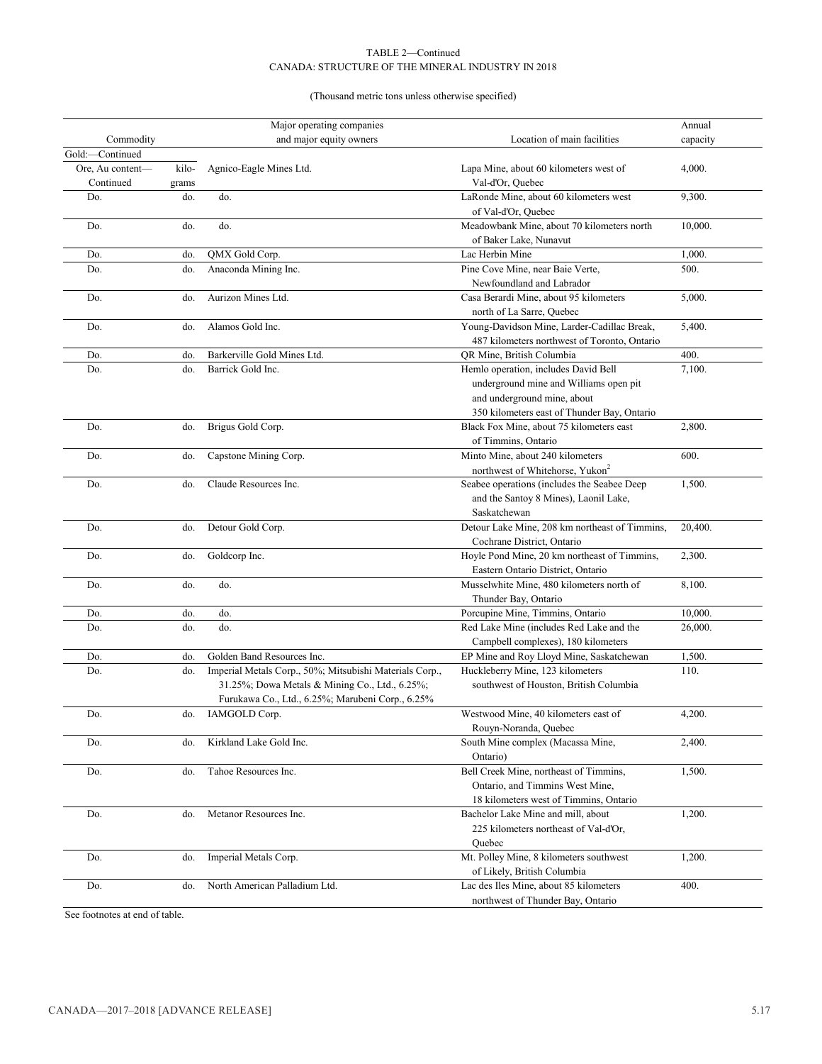TABLE 2—Continued
CANADA: STRUCTURE OF THE MINERAL INDUSTRY IN 2018

(Thousand metric tons unless otherwise specified)

| Commodity | | Major operating companies and major equity owners | Location of main facilities | Annual capacity |
|---|---|---|---|---|
| Gold:—Continued | | | | |
| Ore, Au content—Continued | kilograms | Agnico-Eagle Mines Ltd. | Lapa Mine, about 60 kilometers west of Val-d'Or, Quebec | 4,000. |
| Do. | do. | do. | LaRonde Mine, about 60 kilometers west of Val-d'Or, Quebec | 9,300. |
| Do. | do. | do. | Meadowbank Mine, about 70 kilometers north of Baker Lake, Nunavut | 10,000. |
| Do. | do. | QMX Gold Corp. | Lac Herbin Mine | 1,000. |
| Do. | do. | Anaconda Mining Inc. | Pine Cove Mine, near Baie Verte, Newfoundland and Labrador | 500. |
| Do. | do. | Aurizon Mines Ltd. | Casa Berardi Mine, about 95 kilometers north of La Sarre, Quebec | 5,000. |
| Do. | do. | Alamos Gold Inc. | Young-Davidson Mine, Larder-Cadillac Break, 487 kilometers northwest of Toronto, Ontario | 5,400. |
| Do. | do. | Barkerville Gold Mines Ltd. | QR Mine, British Columbia | 400. |
| Do. | do. | Barrick Gold Inc. | Hemlo operation, includes David Bell underground mine and Williams open pit and underground mine, about 350 kilometers east of Thunder Bay, Ontario | 7,100. |
| Do. | do. | Brigus Gold Corp. | Black Fox Mine, about 75 kilometers east of Timmins, Ontario | 2,800. |
| Do. | do. | Capstone Mining Corp. | Minto Mine, about 240 kilometers northwest of Whitehorse, Yukon[2] | 600. |
| Do. | do. | Claude Resources Inc. | Seabee operations (includes the Seabee Deep and the Santoy 8 Mines), Laonil Lake, Saskatchewan | 1,500. |
| Do. | do. | Detour Gold Corp. | Detour Lake Mine, 208 km northeast of Timmins, Cochrane District, Ontario | 20,400. |
| Do. | do. | Goldcorp Inc. | Hoyle Pond Mine, 20 km northeast of Timmins, Eastern Ontario District, Ontario | 2,300. |
| Do. | do. | do. | Musselwhite Mine, 480 kilometers north of Thunder Bay, Ontario | 8,100. |
| Do. | do. | do. | Porcupine Mine, Timmins, Ontario | 10,000. |
| Do. | do. | do. | Red Lake Mine (includes Red Lake and the Campbell complexes), 180 kilometers | 26,000. |
| Do. | do. | Golden Band Resources Inc. | EP Mine and Roy Lloyd Mine, Saskatchewan | 1,500. |
| Do. | do. | Imperial Metals Corp., 50%; Mitsubishi Materials Corp., 31.25%; Dowa Metals & Mining Co., Ltd., 6.25%; Furukawa Co., Ltd., 6.25%; Marubeni Corp., 6.25% | Huckleberry Mine, 123 kilometers southwest of Houston, British Columbia | 110. |
| Do. | do. | IAMGOLD Corp. | Westwood Mine, 40 kilometers east of Rouyn-Noranda, Quebec | 4,200. |
| Do. | do. | Kirkland Lake Gold Inc. | South Mine complex (Macassa Mine, Ontario) | 2,400. |
| Do. | do. | Tahoe Resources Inc. | Bell Creek Mine, northeast of Timmins, Ontario, and Timmins West Mine, 18 kilometers west of Timmins, Ontario | 1,500. |
| Do. | do. | Metanor Resources Inc. | Bachelor Lake Mine and mill, about 225 kilometers northeast of Val-d'Or, Quebec | 1,200. |
| Do. | do. | Imperial Metals Corp. | Mt. Polley Mine, 8 kilometers southwest of Likely, British Columbia | 1,200. |
| Do. | do. | North American Palladium Ltd. | Lac des Iles Mine, about 85 kilometers northwest of Thunder Bay, Ontario | 400. |

See footnotes at end of table.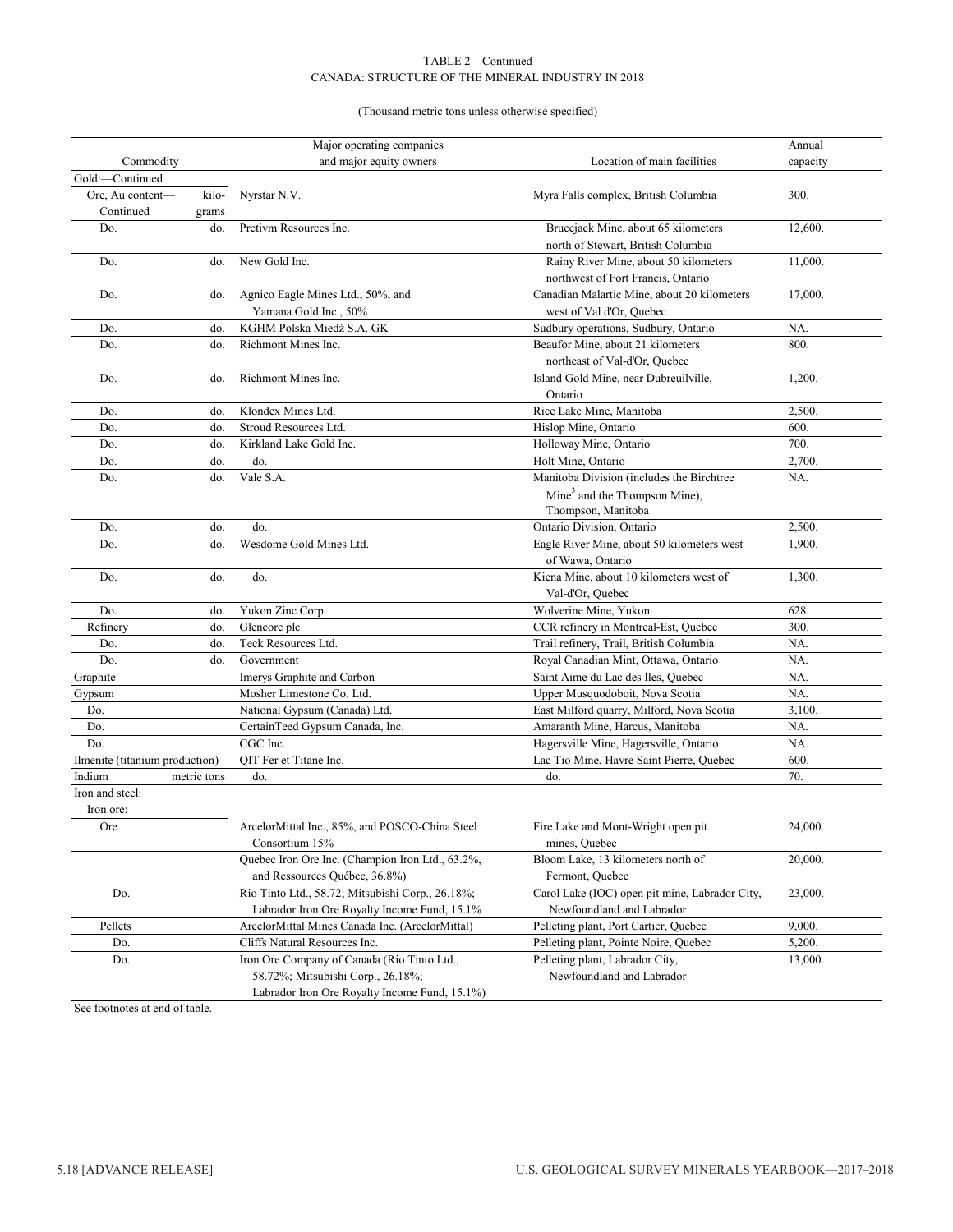TABLE 2—Continued

CANADA: STRUCTURE OF THE MINERAL INDUSTRY IN 2018

(Thousand metric tons unless otherwise specified)

| Commodity | | Major operating companies and major equity owners | Location of main facilities | Annual capacity |
|---|---|---|---|---|
| Gold:—Continued | | | | |
| Ore, Au content—Continued | kilograms | Nyrstar N.V. | Myra Falls complex, British Columbia | 300. |
| Do. | do. | Pretivm Resources Inc. | Brucejack Mine, about 65 kilometers north of Stewart, British Columbia | 12,600. |
| Do. | do. | New Gold Inc. | Rainy River Mine, about 50 kilometers northwest of Fort Francis, Ontario | 11,000. |
| Do. | do. | Agnico Eagle Mines Ltd., 50%, and Yamana Gold Inc., 50% | Canadian Malartic Mine, about 20 kilometers west of Val d'Or, Quebec | 17,000. |
| Do. | do. | KGHM Polska Miedź S.A. GK | Sudbury operations, Sudbury, Ontario | NA. |
| Do. | do. | Richmont Mines Inc. | Beaufor Mine, about 21 kilometers northeast of Val-d'Or, Quebec | 800. |
| Do. | do. | Richmont Mines Inc. | Island Gold Mine, near Dubreuilville, Ontario | 1,200. |
| Do. | do. | Klondex Mines Ltd. | Rice Lake Mine, Manitoba | 2,500. |
| Do. | do. | Stroud Resources Ltd. | Hislop Mine, Ontario | 600. |
| Do. | do. | Kirkland Lake Gold Inc. | Holloway Mine, Ontario | 700. |
| Do. | do. | do. | Holt Mine, Ontario | 2,700. |
| Do. | do. | Vale S.A. | Manitoba Division (includes the Birchtree Mine[3] and the Thompson Mine), Thompson, Manitoba | NA. |
| Do. | do. | do. | Ontario Division, Ontario | 2,500. |
| Do. | do. | Wesdome Gold Mines Ltd. | Eagle River Mine, about 50 kilometers west of Wawa, Ontario | 1,900. |
| Do. | do. | do. | Kiena Mine, about 10 kilometers west of Val-d'Or, Quebec | 1,300. |
| Do. | do. | Yukon Zinc Corp. | Wolverine Mine, Yukon | 628. |
| Refinery | do. | Glencore plc | CCR refinery in Montreal-Est, Quebec | 300. |
| Do. | do. | Teck Resources Ltd. | Trail refinery, Trail, British Columbia | NA. |
| Do. | do. | Government | Royal Canadian Mint, Ottawa, Ontario | NA. |
| Graphite | | Imerys Graphite and Carbon | Saint Aime du Lac des Iles, Quebec | NA. |
| Gypsum | | Mosher Limestone Co. Ltd. | Upper Musquodoboit, Nova Scotia | NA. |
| Do. | | National Gypsum (Canada) Ltd. | East Milford quarry, Milford, Nova Scotia | 3,100. |
| Do. | | CertainTeed Gypsum Canada, Inc. | Amaranth Mine, Harcus, Manitoba | NA. |
| Do. | | CGC Inc. | Hagersville Mine, Hagersville, Ontario | NA. |
| Ilmenite (titanium production) | | QIT Fer et Titane Inc. | Lac Tio Mine, Havre Saint Pierre, Quebec | 600. |
| Indium | metric tons | do. | do. | 70. |
| Iron and steel: | | | | |
| Iron ore: | | | | |
| Ore | | ArcelorMittal Inc., 85%, and POSCO-China Steel Consortium 15% | Fire Lake and Mont-Wright open pit mines, Quebec | 24,000. |
| | | Quebec Iron Ore Inc. (Champion Iron Ltd., 63.2%, and Ressources Québec, 36.8%) | Bloom Lake, 13 kilometers north of Fermont, Quebec | 20,000. |
| Do. | | Rio Tinto Ltd., 58.72; Mitsubishi Corp., 26.18%; Labrador Iron Ore Royalty Income Fund, 15.1% | Carol Lake (IOC) open pit mine, Labrador City, Newfoundland and Labrador | 23,000. |
| Pellets | | ArcelorMittal Mines Canada Inc. (ArcelorMittal) | Pelleting plant, Port Cartier, Quebec | 9,000. |
| Do. | | Cliffs Natural Resources Inc. | Pelleting plant, Pointe Noire, Quebec | 5,200. |
| Do. | | Iron Ore Company of Canada (Rio Tinto Ltd., 58.72%; Mitsubishi Corp., 26.18%; Labrador Iron Ore Royalty Income Fund, 15.1%) | Pelleting plant, Labrador City, Newfoundland and Labrador | 13,000. |

See footnotes at end of table.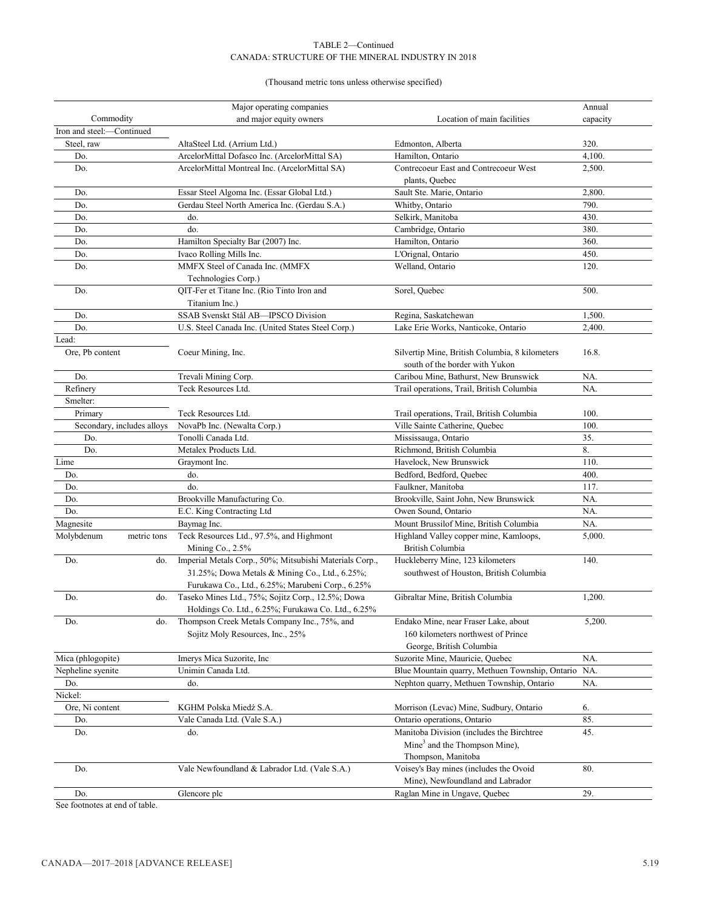TABLE 2—Continued
CANADA: STRUCTURE OF THE MINERAL INDUSTRY IN 2018

(Thousand metric tons unless otherwise specified)

| Commodity | Major operating companies and major equity owners | Location of main facilities | Annual capacity |
|---|---|---|---|
| Iron and steel:—Continued | | | |
| Steel, raw | AltaSteel Ltd. (Arrium Ltd.) | Edmonton, Alberta | 320. |
| Do. | ArcelorMittal Dofasco Inc. (ArcelorMittal SA) | Hamilton, Ontario | 4,100. |
| Do. | ArcelorMittal Montreal Inc. (ArcelorMittal SA) | Contrecoeur East and Contrecoeur West plants, Quebec | 2,500. |
| Do. | Essar Steel Algoma Inc. (Essar Global Ltd.) | Sault Ste. Marie, Ontario | 2,800. |
| Do. | Gerdau Steel North America Inc. (Gerdau S.A.) | Whitby, Ontario | 790. |
| Do. | do. | Selkirk, Manitoba | 430. |
| Do. | do. | Cambridge, Ontario | 380. |
| Do. | Hamilton Specialty Bar (2007) Inc. | Hamilton, Ontario | 360. |
| Do. | Ivaco Rolling Mills Inc. | L'Orignal, Ontario | 450. |
| Do. | MMFX Steel of Canada Inc. (MMFX Technologies Corp.) | Welland, Ontario | 120. |
| Do. | QIT-Fer et Titane Inc. (Rio Tinto Iron and Titanium Inc.) | Sorel, Quebec | 500. |
| Do. | SSAB Svenskt Stål AB—IPSCO Division | Regina, Saskatchewan | 1,500. |
| Do. | U.S. Steel Canada Inc. (United States Steel Corp.) | Lake Erie Works, Nanticoke, Ontario | 2,400. |
| Lead: | | | |
| Ore, Pb content | Coeur Mining, Inc. | Silvertip Mine, British Columbia, 8 kilometers south of the border with Yukon | 16.8. |
| Do. | Trevali Mining Corp. | Caribou Mine, Bathurst, New Brunswick | NA. |
| Refinery | Teck Resources Ltd. | Trail operations, Trail, British Columbia | NA. |
| Smelter: | | | |
| Primary | Teck Resources Ltd. | Trail operations, Trail, British Columbia | 100. |
| Secondary, includes alloys | NovaPb Inc. (Newalta Corp.) | Ville Sainte Catherine, Quebec | 100. |
| Do. | Tonolli Canada Ltd. | Mississauga, Ontario | 35. |
| Do. | Metalex Products Ltd. | Richmond, British Columbia | 8. |
| Lime | Graymont Inc. | Havelock, New Brunswick | 110. |
| Do. | do. | Bedford, Bedford, Quebec | 400. |
| Do. | do. | Faulkner, Manitoba | 117. |
| Do. | Brookville Manufacturing Co. | Brookville, Saint John, New Brunswick | NA. |
| Do. | E.C. King Contracting Ltd | Owen Sound, Ontario | NA. |
| Magnesite | Baymag Inc. | Mount Brussilof Mine, British Columbia | NA. |
| Molybdenum metric tons | Teck Resources Ltd., 97.5%, and Highmont Mining Co., 2.5% | Highland Valley copper mine, Kamloops, British Columbia | 5,000. |
| Do. do. | Imperial Metals Corp., 50%; Mitsubishi Materials Corp., 31.25%; Dowa Metals & Mining Co., Ltd., 6.25%; Furukawa Co., Ltd., 6.25%; Marubeni Corp., 6.25% | Huckleberry Mine, 123 kilometers southwest of Houston, British Columbia | 140. |
| Do. do. | Taseko Mines Ltd., 75%; Sojitz Corp., 12.5%; Dowa Holdings Co. Ltd., 6.25%; Furukawa Co. Ltd., 6.25% | Gibraltar Mine, British Columbia | 1,200. |
| Do. do. | Thompson Creek Metals Company Inc., 75%, and Sojitz Moly Resources, Inc., 25% | Endako Mine, near Fraser Lake, about 160 kilometers northwest of Prince George, British Columbia | 5,200. |
| Mica (phlogopite) | Imerys Mica Suzorite, Inc | Suzorite Mine, Mauricie, Quebec | NA. |
| Nepheline syenite | Unimin Canada Ltd. | Blue Mountain quarry, Methuen Township, Ontario | NA. |
| Do. | do. | Nephton quarry, Methuen Township, Ontario | NA. |
| Nickel: | | | |
| Ore, Ni content | KGHM Polska Miedź S.A. | Morrison (Levac) Mine, Sudbury, Ontario | 6. |
| Do. | Vale Canada Ltd. (Vale S.A.) | Ontario operations, Ontario | 85. |
| Do. | do. | Manitoba Division (includes the Birchtree Mine[3] and the Thompson Mine), Thompson, Manitoba | 45. |
| Do. | Vale Newfoundland & Labrador Ltd. (Vale S.A.) | Voisey's Bay mines (includes the Ovoid Mine), Newfoundland and Labrador | 80. |
| Do. | Glencore plc | Raglan Mine in Ungave, Quebec | 29. |

See footnotes at end of table.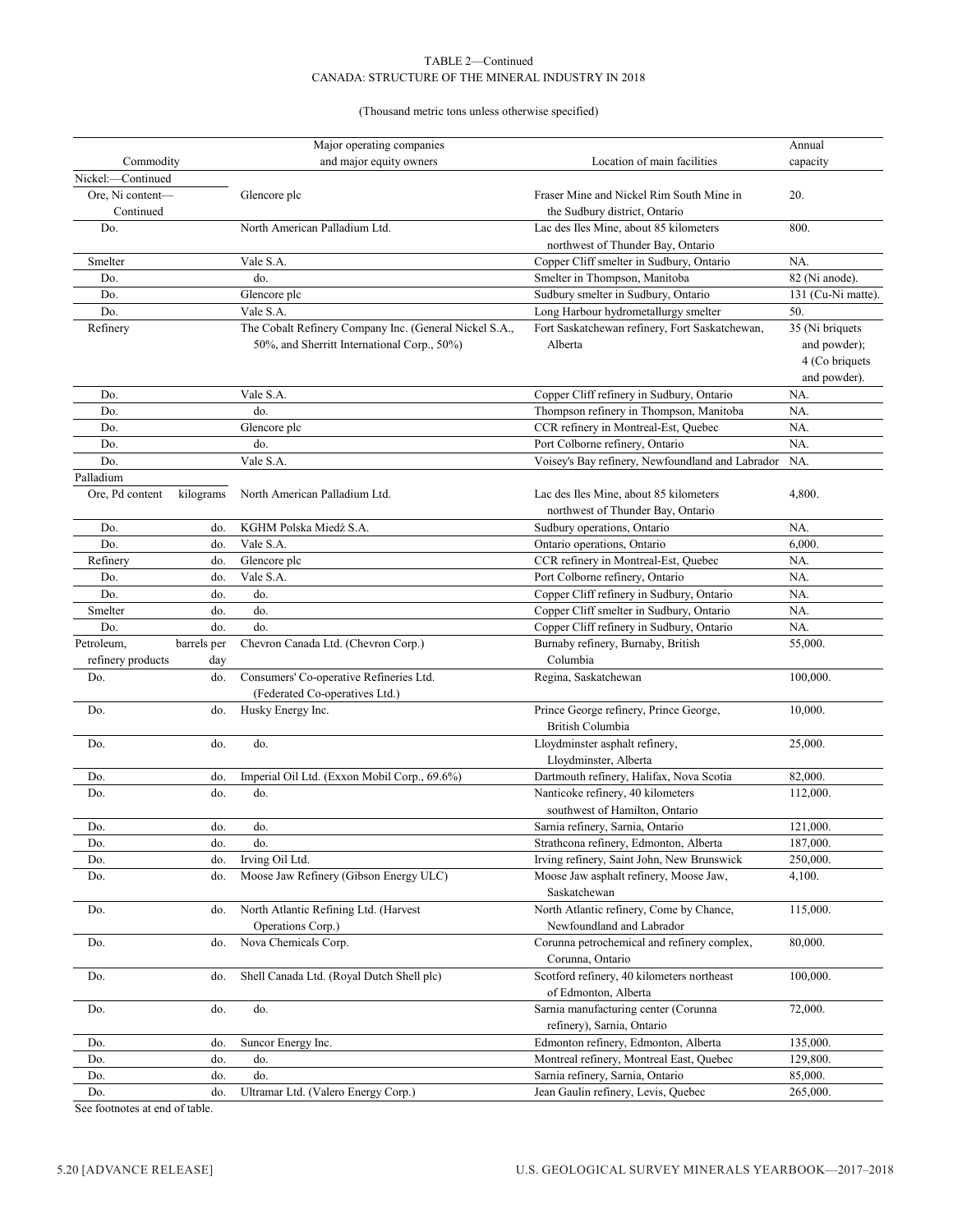TABLE 2—Continued
CANADA: STRUCTURE OF THE MINERAL INDUSTRY IN 2018

(Thousand metric tons unless otherwise specified)

| Commodity | | Major operating companies and major equity owners | Location of main facilities | Annual capacity |
|---|---|---|---|---|
| Nickel:—Continued | | | | |
| Ore, Ni content—Continued | | Glencore plc | Fraser Mine and Nickel Rim South Mine in the Sudbury district, Ontario | 20. |
| Do. | | North American Palladium Ltd. | Lac des Iles Mine, about 85 kilometers northwest of Thunder Bay, Ontario | 800. |
| Smelter | | Vale S.A. | Copper Cliff smelter in Sudbury, Ontario | NA. |
| Do. | | do. | Smelter in Thompson, Manitoba | 82 (Ni anode). |
| Do. | | Glencore plc | Sudbury smelter in Sudbury, Ontario | 131 (Cu-Ni matte). |
| Do. | | Vale S.A. | Long Harbour hydrometallurgy smelter | 50. |
| Refinery | | The Cobalt Refinery Company Inc. (General Nickel S.A., 50%, and Sherritt International Corp., 50%) | Fort Saskatchewan refinery, Fort Saskatchewan, Alberta | 35 (Ni briquets and powder); 4 (Co briquets and powder). |
| Do. | | Vale S.A. | Copper Cliff refinery in Sudbury, Ontario | NA. |
| Do. | | do. | Thompson refinery in Thompson, Manitoba | NA. |
| Do. | | Glencore plc | CCR refinery in Montreal-Est, Quebec | NA. |
| Do. | | do. | Port Colborne refinery, Ontario | NA. |
| Do. | | Vale S.A. | Voisey's Bay refinery, Newfoundland and Labrador | NA. |
| Palladium | | | | |
| Ore, Pd content | kilograms | North American Palladium Ltd. | Lac des Iles Mine, about 85 kilometers northwest of Thunder Bay, Ontario | 4,800. |
| Do. | do. | KGHM Polska Miedź S.A. | Sudbury operations, Ontario | NA. |
| Do. | do. | Vale S.A. | Ontario operations, Ontario | 6,000. |
| Refinery | do. | Glencore plc | CCR refinery in Montreal-Est, Quebec | NA. |
| Do. | do. | Vale S.A. | Port Colborne refinery, Ontario | NA. |
| Do. | do. | do. | Copper Cliff refinery in Sudbury, Ontario | NA. |
| Smelter | do. | do. | Copper Cliff smelter in Sudbury, Ontario | NA. |
| Do. | do. | do. | Copper Cliff refinery in Sudbury, Ontario | NA. |
| Petroleum, refinery products | barrels per day | Chevron Canada Ltd. (Chevron Corp.) | Burnaby refinery, Burnaby, British Columbia | 55,000. |
| Do. | do. | Consumers' Co-operative Refineries Ltd. (Federated Co-operatives Ltd.) | Regina, Saskatchewan | 100,000. |
| Do. | do. | Husky Energy Inc. | Prince George refinery, Prince George, British Columbia | 10,000. |
| Do. | do. | do. | Lloydminster asphalt refinery, Lloydminster, Alberta | 25,000. |
| Do. | do. | Imperial Oil Ltd. (Exxon Mobil Corp., 69.6%) | Dartmouth refinery, Halifax, Nova Scotia | 82,000. |
| Do. | do. | do. | Nanticoke refinery, 40 kilometers southwest of Hamilton, Ontario | 112,000. |
| Do. | do. | do. | Sarnia refinery, Sarnia, Ontario | 121,000. |
| Do. | do. | do. | Strathcona refinery, Edmonton, Alberta | 187,000. |
| Do. | do. | Irving Oil Ltd. | Irving refinery, Saint John, New Brunswick | 250,000. |
| Do. | do. | Moose Jaw Refinery (Gibson Energy ULC) | Moose Jaw asphalt refinery, Moose Jaw, Saskatchewan | 4,100. |
| Do. | do. | North Atlantic Refining Ltd. (Harvest Operations Corp.) | North Atlantic refinery, Come by Chance, Newfoundland and Labrador | 115,000. |
| Do. | do. | Nova Chemicals Corp. | Corunna petrochemical and refinery complex, Corunna, Ontario | 80,000. |
| Do. | do. | Shell Canada Ltd. (Royal Dutch Shell plc) | Scotford refinery, 40 kilometers northeast of Edmonton, Alberta | 100,000. |
| Do. | do. | do. | Sarnia manufacturing center (Corunna refinery), Sarnia, Ontario | 72,000. |
| Do. | do. | Suncor Energy Inc. | Edmonton refinery, Edmonton, Alberta | 135,000. |
| Do. | do. | do. | Montreal refinery, Montreal East, Quebec | 129,800. |
| Do. | do. | do. | Sarnia refinery, Sarnia, Ontario | 85,000. |
| Do. | do. | Ultramar Ltd. (Valero Energy Corp.) | Jean Gaulin refinery, Levis, Quebec | 265,000. |

See footnotes at end of table.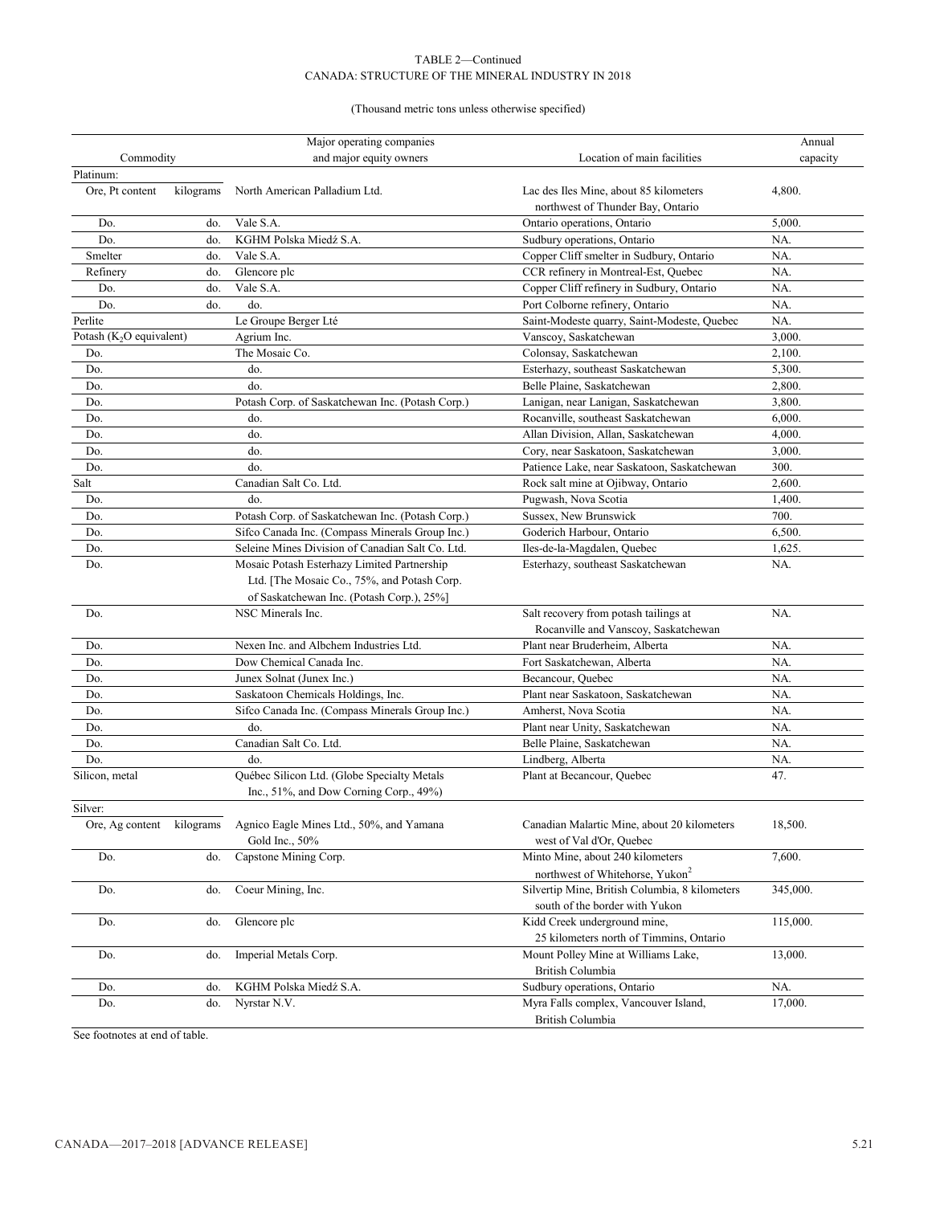TABLE 2—Continued
CANADA: STRUCTURE OF THE MINERAL INDUSTRY IN 2018

(Thousand metric tons unless otherwise specified)

| Commodity | | Major operating companies and major equity owners | Location of main facilities | Annual capacity |
|---|---|---|---|---|
| Platinum: | | | | |
| Ore, Pt content | kilograms | North American Palladium Ltd. | Lac des Iles Mine, about 85 kilometers northwest of Thunder Bay, Ontario | 4,800. |
| Do. | do. | Vale S.A. | Ontario operations, Ontario | 5,000. |
| Do. | do. | KGHM Polska Miedź S.A. | Sudbury operations, Ontario | NA. |
| Smelter | do. | Vale S.A. | Copper Cliff smelter in Sudbury, Ontario | NA. |
| Refinery | do. | Glencore plc | CCR refinery in Montreal-Est, Quebec | NA. |
| Do. | do. | Vale S.A. | Copper Cliff refinery in Sudbury, Ontario | NA. |
| Do. | do. | do. | Port Colborne refinery, Ontario | NA. |
| Perlite | | Le Groupe Berger Lté | Saint-Modeste quarry, Saint-Modeste, Quebec | NA. |
| Potash ($K_2O$ equivalent) | | Agrium Inc. | Vanscoy, Saskatchewan | 3,000. |
| Do. | | The Mosaic Co. | Colonsay, Saskatchewan | 2,100. |
| Do. | | do. | Esterhazy, southeast Saskatchewan | 5,300. |
| Do. | | do. | Belle Plaine, Saskatchewan | 2,800. |
| Do. | | Potash Corp. of Saskatchewan Inc. (Potash Corp.) | Lanigan, near Lanigan, Saskatchewan | 3,800. |
| Do. | | do. | Rocanville, southeast Saskatchewan | 6,000. |
| Do. | | do. | Allan Division, Allan, Saskatchewan | 4,000. |
| Do. | | do. | Cory, near Saskatoon, Saskatchewan | 3,000. |
| Do. | | do. | Patience Lake, near Saskatoon, Saskatchewan | 300. |
| Salt | | Canadian Salt Co. Ltd. | Rock salt mine at Ojibway, Ontario | 2,600. |
| Do. | | do. | Pugwash, Nova Scotia | 1,400. |
| Do. | | Potash Corp. of Saskatchewan Inc. (Potash Corp.) | Sussex, New Brunswick | 700. |
| Do. | | Sifco Canada Inc. (Compass Minerals Group Inc.) | Goderich Harbour, Ontario | 6,500. |
| Do. | | Seleine Mines Division of Canadian Salt Co. Ltd. | Iles-de-la-Magdalen, Quebec | 1,625. |
| Do. | | Mosaic Potash Esterhazy Limited Partnership Ltd. [The Mosaic Co., 75%, and Potash Corp. of Saskatchewan Inc. (Potash Corp.), 25%] | Esterhazy, southeast Saskatchewan | NA. |
| Do. | | NSC Minerals Inc. | Salt recovery from potash tailings at Rocanville and Vanscoy, Saskatchewan | NA. |
| Do. | | Nexen Inc. and Albchem Industries Ltd. | Plant near Bruderheim, Alberta | NA. |
| Do. | | Dow Chemical Canada Inc. | Fort Saskatchewan, Alberta | NA. |
| Do. | | Junex Solnat (Junex Inc.) | Becancour, Quebec | NA. |
| Do. | | Saskatoon Chemicals Holdings, Inc. | Plant near Saskatoon, Saskatchewan | NA. |
| Do. | | Sifco Canada Inc. (Compass Minerals Group Inc.) | Amherst, Nova Scotia | NA. |
| Do. | | do. | Plant near Unity, Saskatchewan | NA. |
| Do. | | Canadian Salt Co. Ltd. | Belle Plaine, Saskatchewan | NA. |
| Do. | | do. | Lindberg, Alberta | NA. |
| Silicon, metal | | Québec Silicon Ltd. (Globe Specialty Metals Inc., 51%, and Dow Corning Corp., 49%) | Plant at Becancour, Quebec | 47. |
| Silver: | | | | |
| Ore, Ag content | kilograms | Agnico Eagle Mines Ltd., 50%, and Yamana Gold Inc., 50% | Canadian Malartic Mine, about 20 kilometers west of Val d'Or, Quebec | 18,500. |
| Do. | do. | Capstone Mining Corp. | Minto Mine, about 240 kilometers northwest of Whitehorse, Yukon[2] | 7,600. |
| Do. | do. | Coeur Mining, Inc. | Silvertip Mine, British Columbia, 8 kilometers south of the border with Yukon | 345,000. |
| Do. | do. | Glencore plc | Kidd Creek underground mine, 25 kilometers north of Timmins, Ontario | 115,000. |
| Do. | do. | Imperial Metals Corp. | Mount Polley Mine at Williams Lake, British Columbia | 13,000. |
| Do. | do. | KGHM Polska Miedź S.A. | Sudbury operations, Ontario | NA. |
| Do. | do. | Nyrstar N.V. | Myra Falls complex, Vancouver Island, British Columbia | 17,000. |

See footnotes at end of table.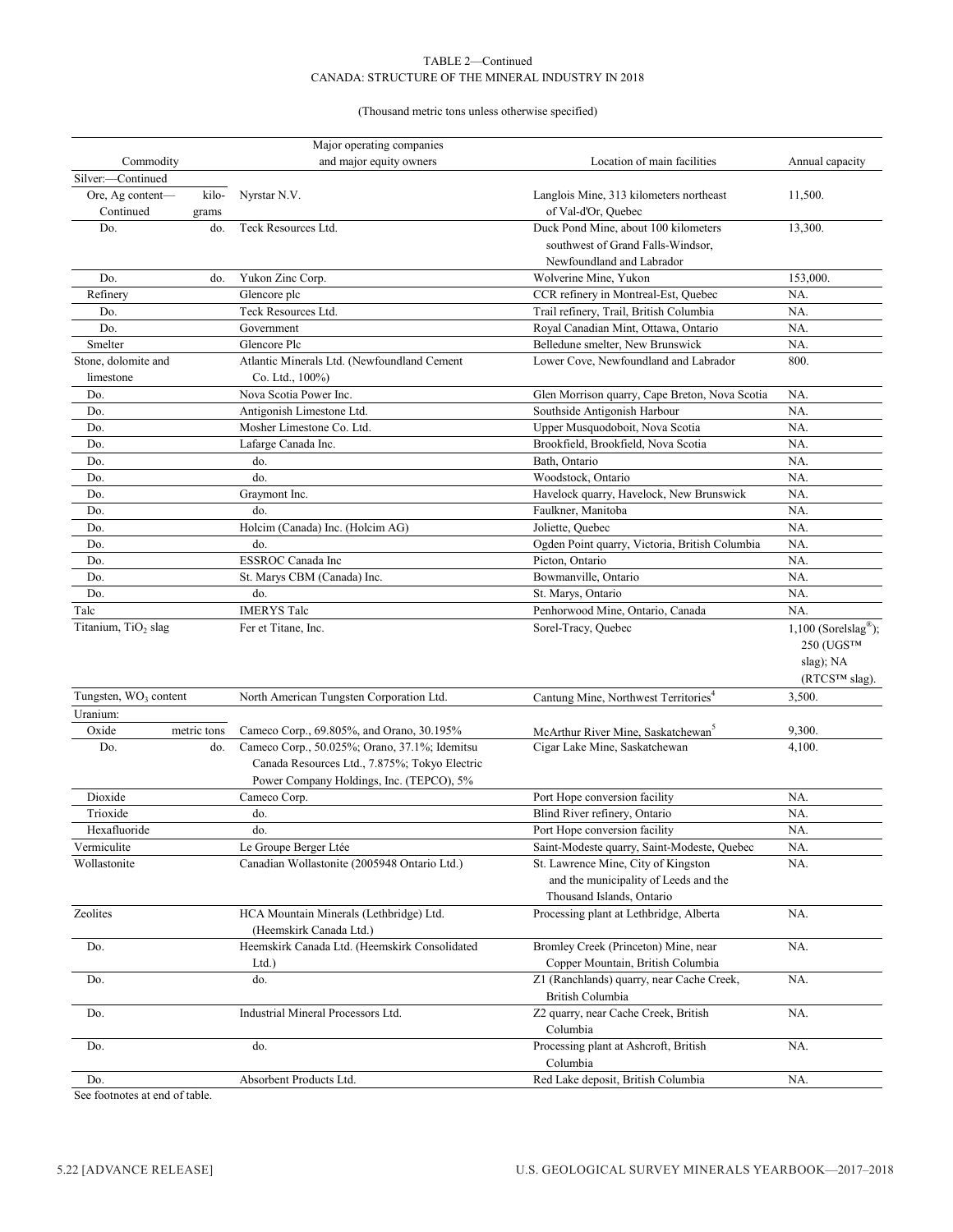TABLE 2—Continued
CANADA: STRUCTURE OF THE MINERAL INDUSTRY IN 2018

(Thousand metric tons unless otherwise specified)

| Commodity | | Major operating companies and major equity owners | Location of main facilities | Annual capacity |
|---|---|---|---|---|
| Silver:—Continued | | | | |
| Ore, Ag content—Continued | kilograms | Nyrstar N.V. | Langlois Mine, 313 kilometers northeast of Val-d'Or, Quebec | 11,500. |
| Do. | do. | Teck Resources Ltd. | Duck Pond Mine, about 100 kilometers southwest of Grand Falls-Windsor, Newfoundland and Labrador | 13,300. |
| Do. | do. | Yukon Zinc Corp. | Wolverine Mine, Yukon | 153,000. |
| Refinery | | Glencore plc | CCR refinery in Montreal-Est, Quebec | NA. |
| Do. | | Teck Resources Ltd. | Trail refinery, Trail, British Columbia | NA. |
| Do. | | Government | Royal Canadian Mint, Ottawa, Ontario | NA. |
| Smelter | | Glencore Plc | Belledune smelter, New Brunswick | NA. |
| Stone, dolomite and limestone | | Atlantic Minerals Ltd. (Newfoundland Cement Co. Ltd., 100%) | Lower Cove, Newfoundland and Labrador | 800. |
| Do. | | Nova Scotia Power Inc. | Glen Morrison quarry, Cape Breton, Nova Scotia | NA. |
| Do. | | Antigonish Limestone Ltd. | Southside Antigonish Harbour | NA. |
| Do. | | Mosher Limestone Co. Ltd. | Upper Musquodoboit, Nova Scotia | NA. |
| Do. | | Lafarge Canada Inc. | Brookfield, Brookfield, Nova Scotia | NA. |
| Do. | | do. | Bath, Ontario | NA. |
| Do. | | do. | Woodstock, Ontario | NA. |
| Do. | | Graymont Inc. | Havelock quarry, Havelock, New Brunswick | NA. |
| Do. | | do. | Faulkner, Manitoba | NA. |
| Do. | | Holcim (Canada) Inc. (Holcim AG) | Joliette, Quebec | NA. |
| Do. | | do. | Ogden Point quarry, Victoria, British Columbia | NA. |
| Do. | | ESSROC Canada Inc | Picton, Ontario | NA. |
| Do. | | St. Marys CBM (Canada) Inc. | Bowmanville, Ontario | NA. |
| Do. | | do. | St. Marys, Ontario | NA. |
| Talc | | IMERYS Talc | Penhorwood Mine, Ontario, Canada | NA. |
| Titanium, $TiO_2$ slag | | Fer et Titane, Inc. | Sorel-Tracy, Quebec | 1,100 (Sorelslag®); 250 (UGS™ slag); NA (RTCS™ slag). |
| Tungsten, $WO_3$ content | | North American Tungsten Corporation Ltd. | Cantung Mine, Northwest Territories[4] | 3,500. |
| Uranium: | | | | |
| Oxide | metric tons | Cameco Corp., 69.805%, and Orano, 30.195% | McArthur River Mine, Saskatchewan[5] | 9,300. |
| Do. | do. | Cameco Corp., 50.025%; Orano, 37.1%; Idemitsu Canada Resources Ltd., 7.875%; Tokyo Electric Power Company Holdings, Inc. (TEPCO), 5% | Cigar Lake Mine, Saskatchewan | 4,100. |
| Dioxide | | Cameco Corp. | Port Hope conversion facility | NA. |
| Trioxide | | do. | Blind River refinery, Ontario | NA. |
| Hexafluoride | | do. | Port Hope conversion facility | NA. |
| Vermiculite | | Le Groupe Berger Ltée | Saint-Modeste quarry, Saint-Modeste, Quebec | NA. |
| Wollastonite | | Canadian Wollastonite (2005948 Ontario Ltd.) | St. Lawrence Mine, City of Kingston and the municipality of Leeds and the Thousand Islands, Ontario | NA. |
| Zeolites | | HCA Mountain Minerals (Lethbridge) Ltd. (Heemskirk Canada Ltd.) | Processing plant at Lethbridge, Alberta | NA. |
| Do. | | Heemskirk Canada Ltd. (Heemskirk Consolidated Ltd.) | Bromley Creek (Princeton) Mine, near Copper Mountain, British Columbia | NA. |
| Do. | | do. | Z1 (Ranchlands) quarry, near Cache Creek, British Columbia | NA. |
| Do. | | Industrial Mineral Processors Ltd. | Z2 quarry, near Cache Creek, British Columbia | NA. |
| Do. | | do. | Processing plant at Ashcroft, British Columbia | NA. |
| Do. | | Absorbent Products Ltd. | Red Lake deposit, British Columbia | NA. |

See footnotes at end of table.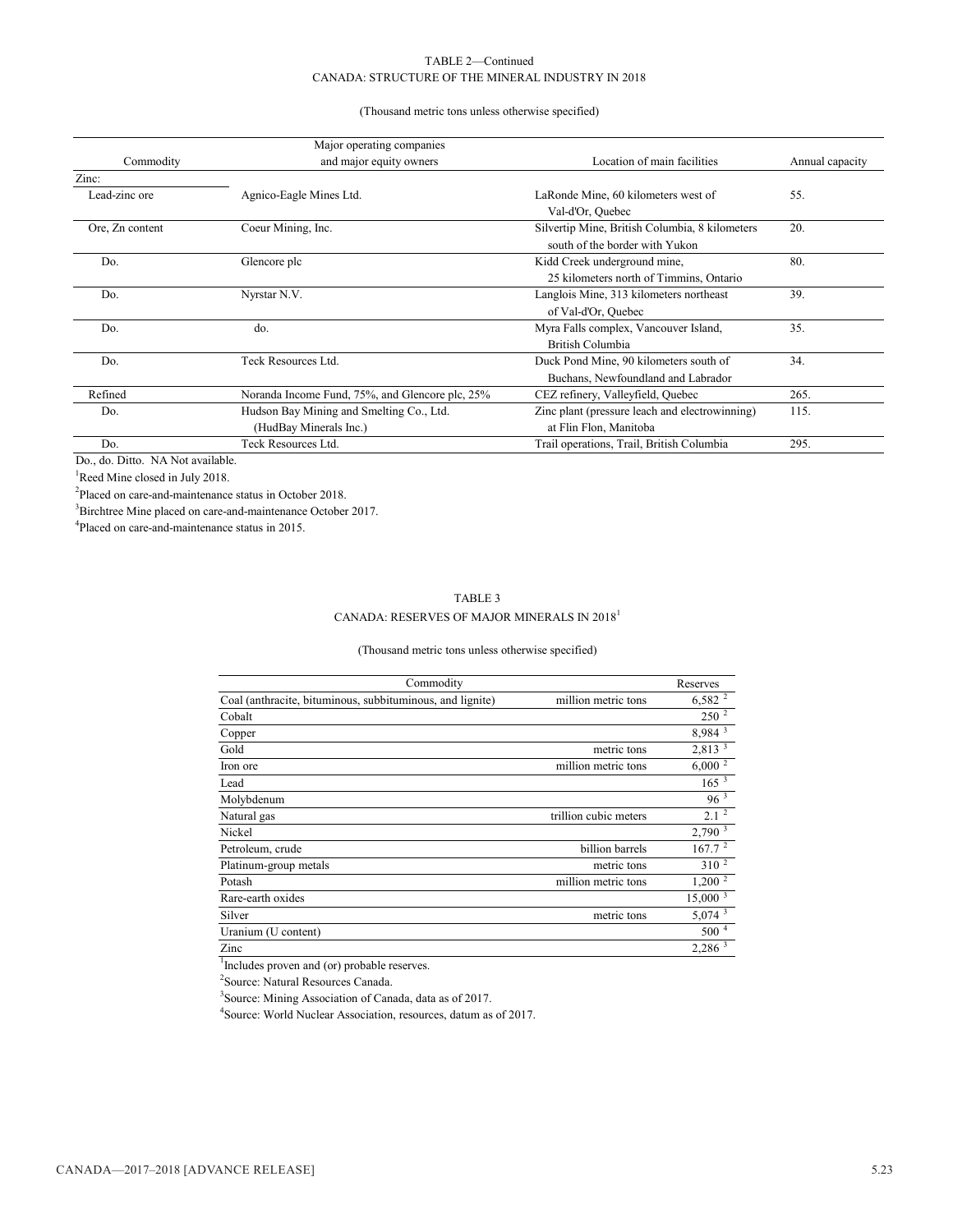TABLE 2—Continued
CANADA: STRUCTURE OF THE MINERAL INDUSTRY IN 2018

(Thousand metric tons unless otherwise specified)

| Commodity | Major operating companies and major equity owners | Location of main facilities | Annual capacity |
|---|---|---|---|
| Zinc: | | | |
| Lead-zinc ore | Agnico-Eagle Mines Ltd. | LaRonde Mine, 60 kilometers west of Val-d'Or, Quebec | 55. |
| Ore, Zn content | Coeur Mining, Inc. | Silvertip Mine, British Columbia, 8 kilometers south of the border with Yukon | 20. |
| Do. | Glencore plc | Kidd Creek underground mine, 25 kilometers north of Timmins, Ontario | 80. |
| Do. | Nyrstar N.V. | Langlois Mine, 313 kilometers northeast of Val-d'Or, Quebec | 39. |
| Do. | do. | Myra Falls complex, Vancouver Island, British Columbia | 35. |
| Do. | Teck Resources Ltd. | Duck Pond Mine, 90 kilometers south of Buchans, Newfoundland and Labrador | 34. |
| Refined | Noranda Income Fund, 75%, and Glencore plc, 25% | CEZ refinery, Valleyfield, Quebec | 265. |
| Do. | Hudson Bay Mining and Smelting Co., Ltd. (HudBay Minerals Inc.) | Zinc plant (pressure leach and electrowinning) at Flin Flon, Manitoba | 115. |
| Do. | Teck Resources Ltd. | Trail operations, Trail, British Columbia | 295. |

Do., do. Ditto. NA Not available.

[1]Reed Mine closed in July 2018.

[2]Placed on care-and-maintenance status in October 2018.

[3]Birchtree Mine placed on care-and-maintenance October 2017.

[4]Placed on care-and-maintenance status in 2015.

TABLE 3
CANADA: RESERVES OF MAJOR MINERALS IN 2018[1]

(Thousand metric tons unless otherwise specified)

| Commodity | | Reserves |
|---|---|---|
| Coal (anthracite, bituminous, subbituminous, and lignite) | million metric tons | 6,582 [2] |
| Cobalt | | 250 [2] |
| Copper | | 8,984 [3] |
| Gold | metric tons | 2,813 [3] |
| Iron ore | million metric tons | 6,000 [2] |
| Lead | | 165 [3] |
| Molybdenum | | 96 [3] |
| Natural gas | trillion cubic meters | 2.1 [2] |
| Nickel | | 2,790 [3] |
| Petroleum, crude | billion barrels | 167.7 [2] |
| Platinum-group metals | metric tons | 310 [2] |
| Potash | million metric tons | 1,200 [2] |
| Rare-earth oxides | | 15,000 [3] |
| Silver | metric tons | 5,074 [3] |
| Uranium (U content) | | 500 [4] |
| Zinc | | 2,286 [3] |

[1]Includes proven and (or) probable reserves.

[2]Source: Natural Resources Canada.

[3]Source: Mining Association of Canada, data as of 2017.

[4]Source: World Nuclear Association, resources, datum as of 2017.